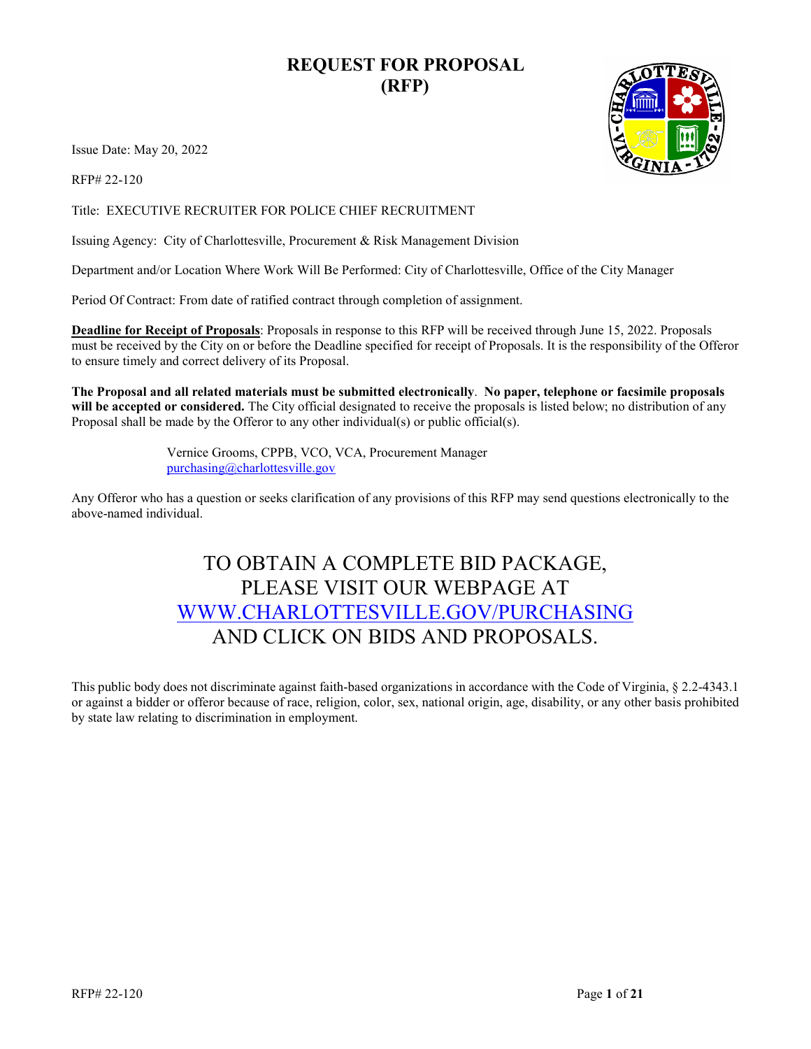# REQUEST FOR PROPOSAL (RFP)

Issue Date: May 20, 2022

RFP# 22-120

Title: EXECUTIVE RECRUITER FOR POLICE CHIEF RECRUITMENT

Issuing Agency: City of Charlottesville, Procurement & Risk Management Division

Department and/or Location Where Work Will Be Performed: City of Charlottesville, Office of the City Manager

Period Of Contract: From date of ratified contract through completion of assignment.

**Deadline for Receipt of Proposals**: Proposals in response to this RFP will be received through June 15, 2022. Proposals must be received by the City on or before the Deadline specified for receipt of Proposals. It is the responsibility of the Offeror to ensure timely and correct delivery of its Proposal.

**The Proposal and all related materials must be submitted electronically**. **No paper, telephone or facsimile proposals will be accepted or considered.** The City official designated to receive the proposals is listed below; no distribution of any Proposal shall be made by the Offeror to any other individual(s) or public official(s).

> Vernice Grooms, CPPB, VCO, VCA, Procurement Manager
> purchasing@charlottesville.gov

Any Offeror who has a question or seeks clarification of any provisions of this RFP may send questions electronically to the above-named individual.

## TO OBTAIN A COMPLETE BID PACKAGE, PLEASE VISIT OUR WEBPAGE AT WWW.CHARLOTTESVILLE.GOV/PURCHASING AND CLICK ON BIDS AND PROPOSALS.

This public body does not discriminate against faith-based organizations in accordance with the Code of Virginia, § 2.2-4343.1 or against a bidder or offeror because of race, religion, color, sex, national origin, age, disability, or any other basis prohibited by state law relating to discrimination in employment.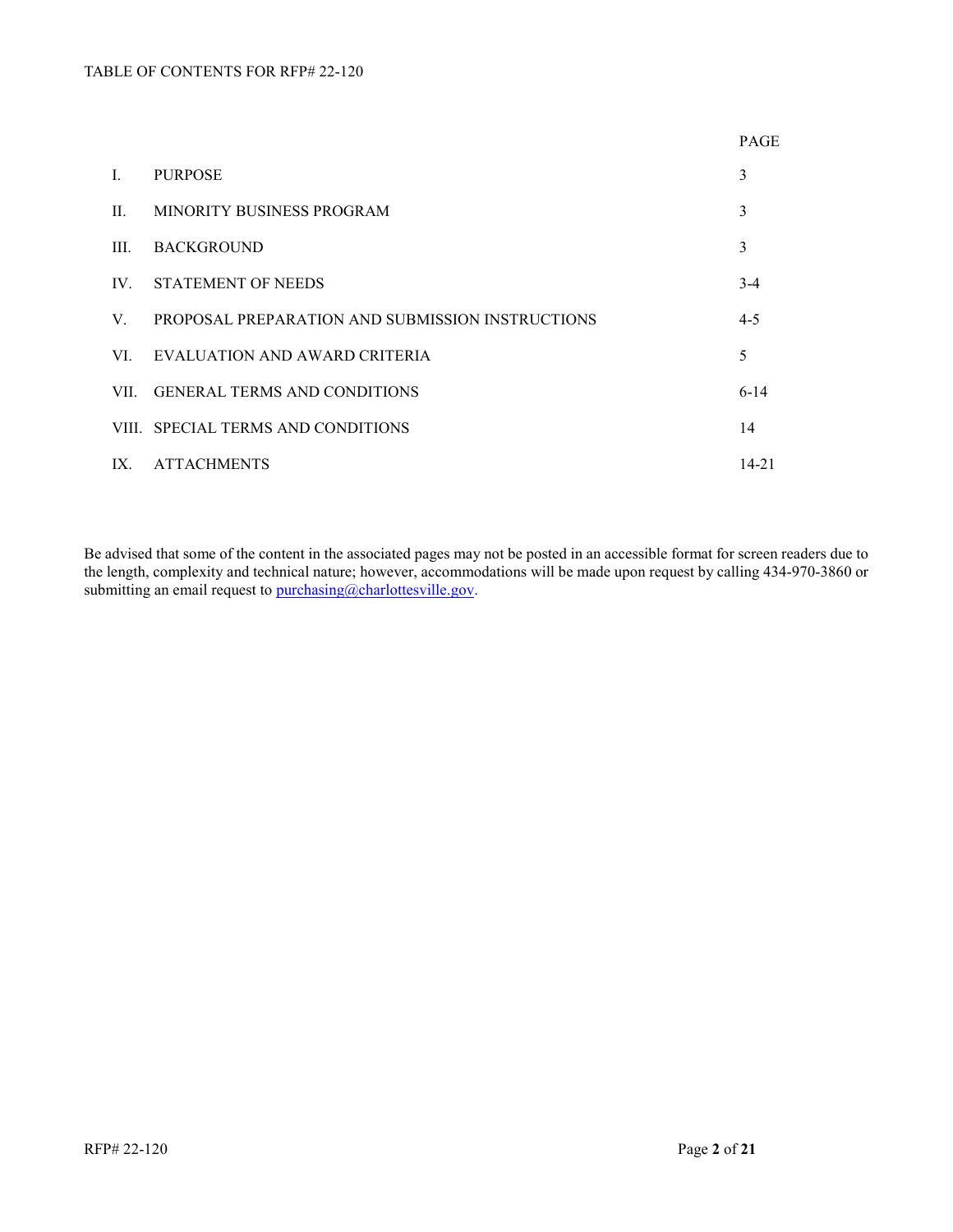TABLE OF CONTENTS FOR RFP# 22-120

| | | PAGE |
|---|---|---|
| I. | PURPOSE | 3 |
| II. | MINORITY BUSINESS PROGRAM | 3 |
| III. | BACKGROUND | 3 |
| IV. | STATEMENT OF NEEDS | 3-4 |
| V. | PROPOSAL PREPARATION AND SUBMISSION INSTRUCTIONS | 4-5 |
| VI. | EVALUATION AND AWARD CRITERIA | 5 |
| VII. | GENERAL TERMS AND CONDITIONS | 6-14 |
| VIII. | SPECIAL TERMS AND CONDITIONS | 14 |
| IX. | ATTACHMENTS | 14-21 |

Be advised that some of the content in the associated pages may not be posted in an accessible format for screen readers due to the length, complexity and technical nature; however, accommodations will be made upon request by calling 434-970-3860 or submitting an email request to purchasing@charlottesville.gov.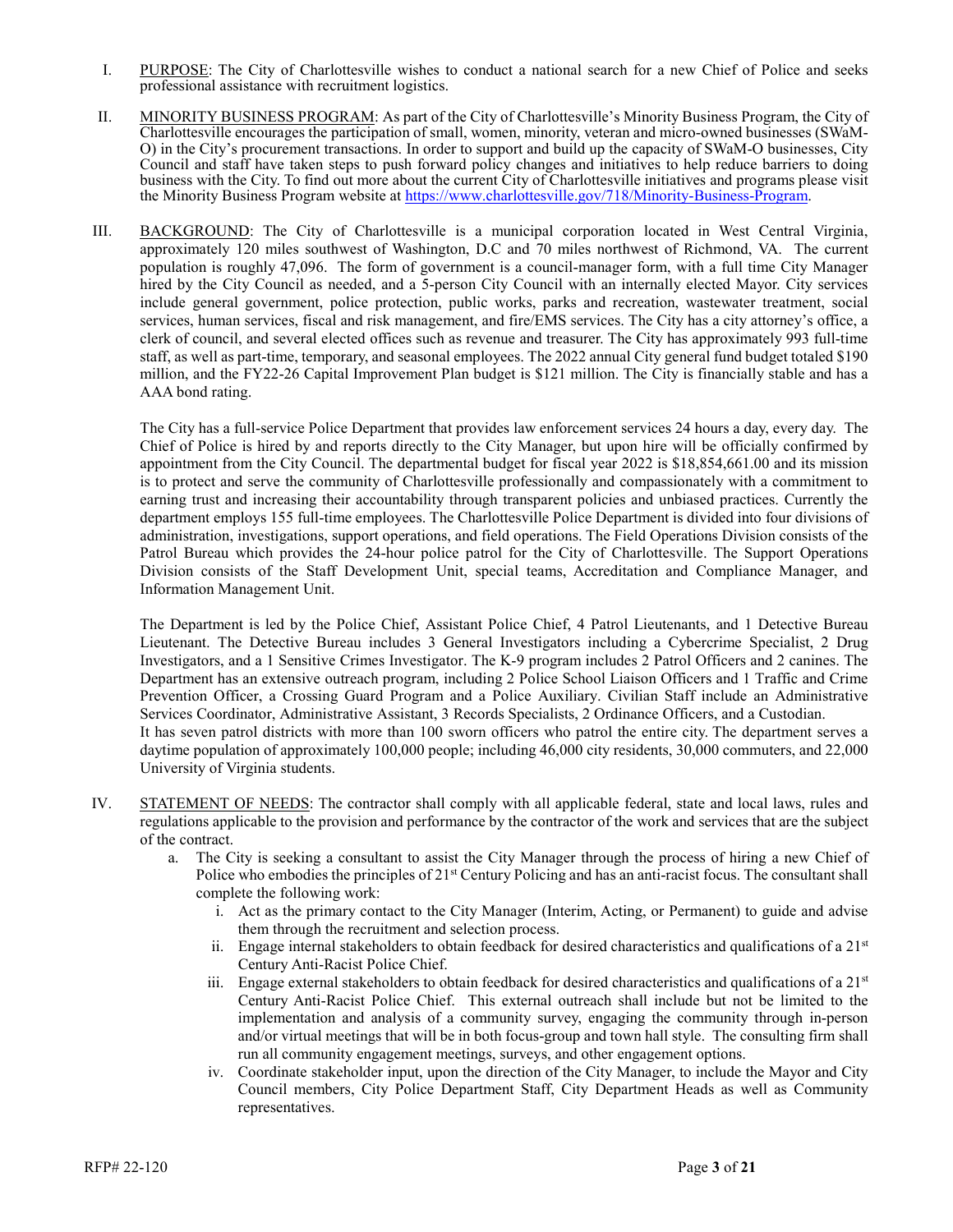I. <u>PURPOSE</u>: The City of Charlottesville wishes to conduct a national search for a new Chief of Police and seeks professional assistance with recruitment logistics.

II. <u>MINORITY BUSINESS PROGRAM</u>: As part of the City of Charlottesville's Minority Business Program, the City of Charlottesville encourages the participation of small, women, minority, veteran and micro-owned businesses (SWaM-O) in the City's procurement transactions. In order to support and build up the capacity of SWaM-O businesses, City Council and staff have taken steps to push forward policy changes and initiatives to help reduce barriers to doing business with the City. To find out more about the current City of Charlottesville initiatives and programs please visit the Minority Business Program website at https://www.charlottesville.gov/718/Minority-Business-Program.

III. <u>BACKGROUND</u>: The City of Charlottesville is a municipal corporation located in West Central Virginia, approximately 120 miles southwest of Washington, D.C and 70 miles northwest of Richmond, VA. The current population is roughly 47,096. The form of government is a council-manager form, with a full time City Manager hired by the City Council as needed, and a 5-person City Council with an internally elected Mayor. City services include general government, police protection, public works, parks and recreation, wastewater treatment, social services, human services, fiscal and risk management, and fire/EMS services. The City has a city attorney's office, a clerk of council, and several elected offices such as revenue and treasurer. The City has approximately 993 full-time staff, as well as part-time, temporary, and seasonal employees. The 2022 annual City general fund budget totaled $190 million, and the FY22-26 Capital Improvement Plan budget is $121 million. The City is financially stable and has a AAA bond rating.

The City has a full-service Police Department that provides law enforcement services 24 hours a day, every day. The Chief of Police is hired by and reports directly to the City Manager, but upon hire will be officially confirmed by appointment from the City Council. The departmental budget for fiscal year 2022 is $18,854,661.00 and its mission is to protect and serve the community of Charlottesville professionally and compassionately with a commitment to earning trust and increasing their accountability through transparent policies and unbiased practices. Currently the department employs 155 full-time employees. The Charlottesville Police Department is divided into four divisions of administration, investigations, support operations, and field operations. The Field Operations Division consists of the Patrol Bureau which provides the 24-hour police patrol for the City of Charlottesville. The Support Operations Division consists of the Staff Development Unit, special teams, Accreditation and Compliance Manager, and Information Management Unit.

The Department is led by the Police Chief, Assistant Police Chief, 4 Patrol Lieutenants, and 1 Detective Bureau Lieutenant. The Detective Bureau includes 3 General Investigators including a Cybercrime Specialist, 2 Drug Investigators, and a 1 Sensitive Crimes Investigator. The K-9 program includes 2 Patrol Officers and 2 canines. The Department has an extensive outreach program, including 2 Police School Liaison Officers and 1 Traffic and Crime Prevention Officer, a Crossing Guard Program and a Police Auxiliary. Civilian Staff include an Administrative Services Coordinator, Administrative Assistant, 3 Records Specialists, 2 Ordinance Officers, and a Custodian.
It has seven patrol districts with more than 100 sworn officers who patrol the entire city. The department serves a daytime population of approximately 100,000 people; including 46,000 city residents, 30,000 commuters, and 22,000 University of Virginia students.

IV. <u>STATEMENT OF NEEDS</u>: The contractor shall comply with all applicable federal, state and local laws, rules and regulations applicable to the provision and performance by the contractor of the work and services that are the subject of the contract.

   a. The City is seeking a consultant to assist the City Manager through the process of hiring a new Chief of Police who embodies the principles of 21st Century Policing and has an anti-racist focus. The consultant shall complete the following work:

      i. Act as the primary contact to the City Manager (Interim, Acting, or Permanent) to guide and advise them through the recruitment and selection process.

      ii. Engage internal stakeholders to obtain feedback for desired characteristics and qualifications of a 21st Century Anti-Racist Police Chief.

      iii. Engage external stakeholders to obtain feedback for desired characteristics and qualifications of a 21st Century Anti-Racist Police Chief. This external outreach shall include but not be limited to the implementation and analysis of a community survey, engaging the community through in-person and/or virtual meetings that will be in both focus-group and town hall style. The consulting firm shall run all community engagement meetings, surveys, and other engagement options.

      iv. Coordinate stakeholder input, upon the direction of the City Manager, to include the Mayor and City Council members, City Police Department Staff, City Department Heads as well as Community representatives.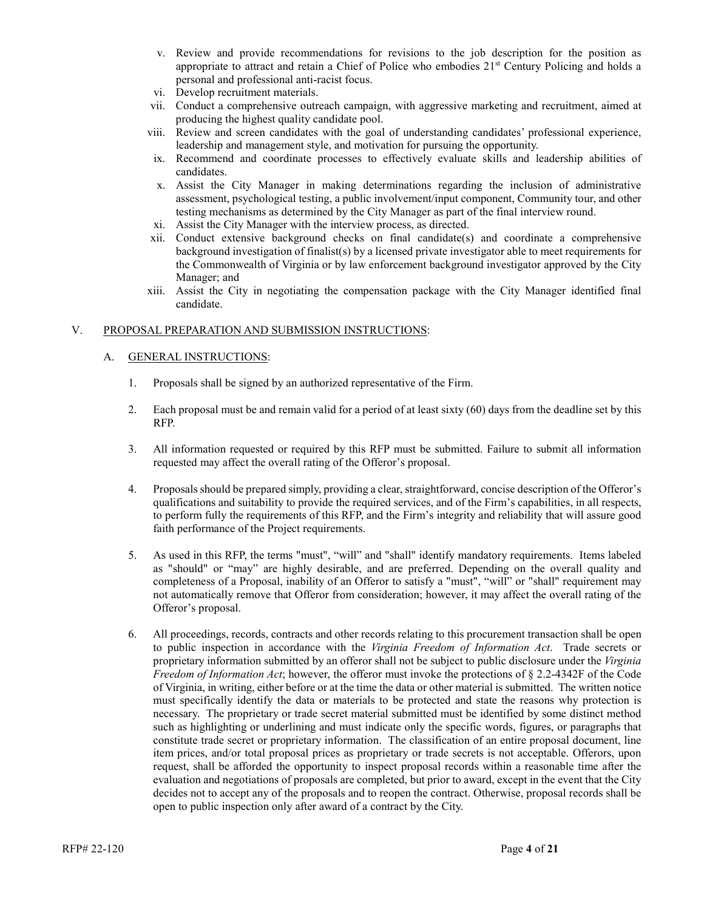v. Review and provide recommendations for revisions to the job description for the position as appropriate to attract and retain a Chief of Police who embodies 21st Century Policing and holds a personal and professional anti-racist focus.
vi. Develop recruitment materials.
vii. Conduct a comprehensive outreach campaign, with aggressive marketing and recruitment, aimed at producing the highest quality candidate pool.
viii. Review and screen candidates with the goal of understanding candidates' professional experience, leadership and management style, and motivation for pursuing the opportunity.
ix. Recommend and coordinate processes to effectively evaluate skills and leadership abilities of candidates.
x. Assist the City Manager in making determinations regarding the inclusion of administrative assessment, psychological testing, a public involvement/input component, Community tour, and other testing mechanisms as determined by the City Manager as part of the final interview round.
xi. Assist the City Manager with the interview process, as directed.
xii. Conduct extensive background checks on final candidate(s) and coordinate a comprehensive background investigation of finalist(s) by a licensed private investigator able to meet requirements for the Commonwealth of Virginia or by law enforcement background investigator approved by the City Manager; and
xiii. Assist the City in negotiating the compensation package with the City Manager identified final candidate.

## V. PROPOSAL PREPARATION AND SUBMISSION INSTRUCTIONS:

### A. GENERAL INSTRUCTIONS:

1. Proposals shall be signed by an authorized representative of the Firm.

2. Each proposal must be and remain valid for a period of at least sixty (60) days from the deadline set by this RFP.

3. All information requested or required by this RFP must be submitted. Failure to submit all information requested may affect the overall rating of the Offeror's proposal.

4. Proposals should be prepared simply, providing a clear, straightforward, concise description of the Offeror's qualifications and suitability to provide the required services, and of the Firm's capabilities, in all respects, to perform fully the requirements of this RFP, and the Firm's integrity and reliability that will assure good faith performance of the Project requirements.

5. As used in this RFP, the terms "must", "will" and "shall" identify mandatory requirements. Items labeled as "should" or "may" are highly desirable, and are preferred. Depending on the overall quality and completeness of a Proposal, inability of an Offeror to satisfy a "must", "will" or "shall" requirement may not automatically remove that Offeror from consideration; however, it may affect the overall rating of the Offeror's proposal.

6. All proceedings, records, contracts and other records relating to this procurement transaction shall be open to public inspection in accordance with the *Virginia Freedom of Information Act*. Trade secrets or proprietary information submitted by an offeror shall not be subject to public disclosure under the *Virginia Freedom of Information Act*; however, the offeror must invoke the protections of § 2.2-4342F of the Code of Virginia, in writing, either before or at the time the data or other material is submitted. The written notice must specifically identify the data or materials to be protected and state the reasons why protection is necessary. The proprietary or trade secret material submitted must be identified by some distinct method such as highlighting or underlining and must indicate only the specific words, figures, or paragraphs that constitute trade secret or proprietary information. The classification of an entire proposal document, line item prices, and/or total proposal prices as proprietary or trade secrets is not acceptable. Offerors, upon request, shall be afforded the opportunity to inspect proposal records within a reasonable time after the evaluation and negotiations of proposals are completed, but prior to award, except in the event that the City decides not to accept any of the proposals and to reopen the contract. Otherwise, proposal records shall be open to public inspection only after award of a contract by the City.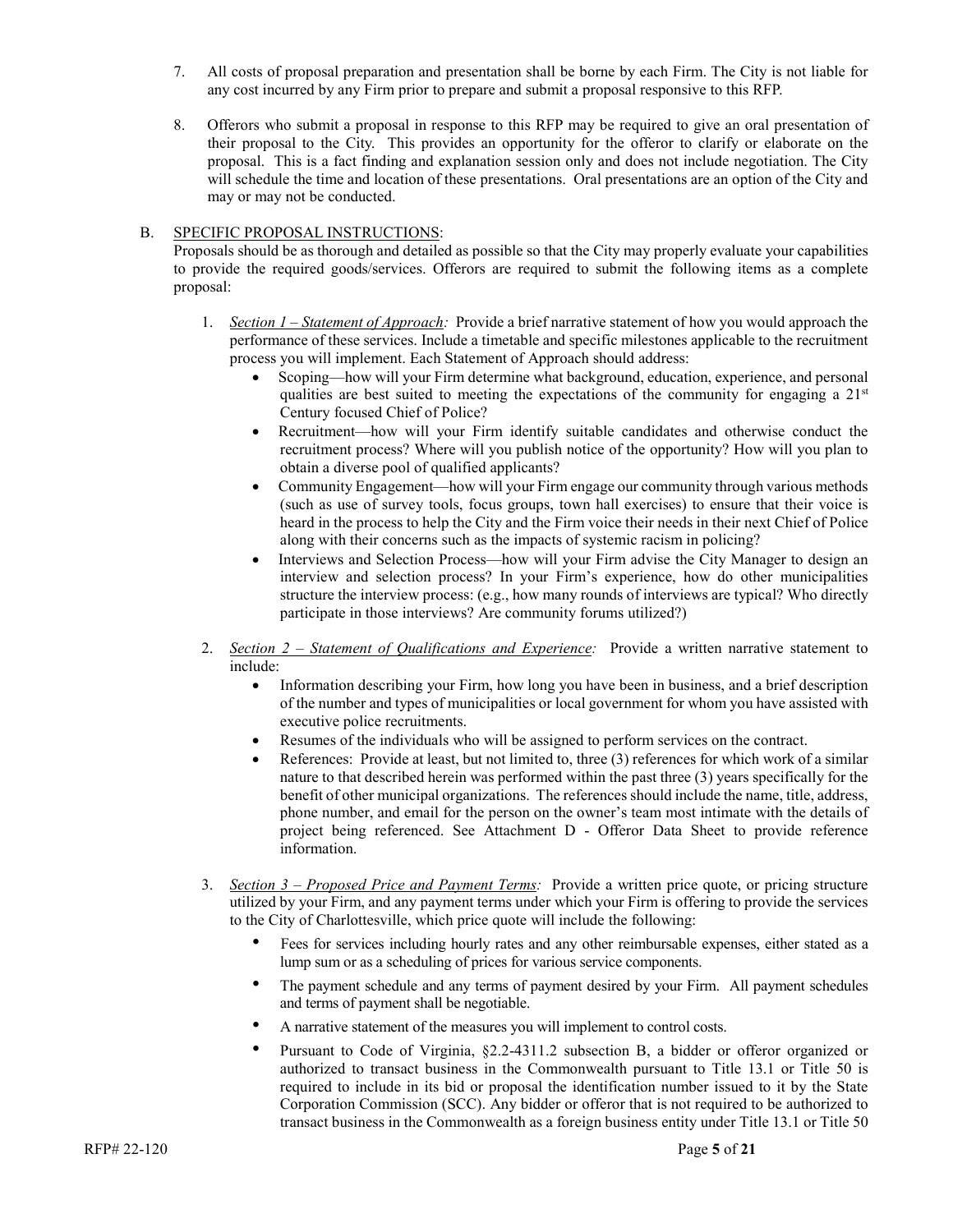7. All costs of proposal preparation and presentation shall be borne by each Firm. The City is not liable for any cost incurred by any Firm prior to prepare and submit a proposal responsive to this RFP.

8. Offerors who submit a proposal in response to this RFP may be required to give an oral presentation of their proposal to the City. This provides an opportunity for the offeror to clarify or elaborate on the proposal. This is a fact finding and explanation session only and does not include negotiation. The City will schedule the time and location of these presentations. Oral presentations are an option of the City and may or may not be conducted.

B. SPECIFIC PROPOSAL INSTRUCTIONS:

Proposals should be as thorough and detailed as possible so that the City may properly evaluate your capabilities to provide the required goods/services. Offerors are required to submit the following items as a complete proposal:

1. *Section 1 – Statement of Approach:* Provide a brief narrative statement of how you would approach the performance of these services. Include a timetable and specific milestones applicable to the recruitment process you will implement. Each Statement of Approach should address:
   - Scoping—how will your Firm determine what background, education, experience, and personal qualities are best suited to meeting the expectations of the community for engaging a 21st Century focused Chief of Police?
   - Recruitment—how will your Firm identify suitable candidates and otherwise conduct the recruitment process? Where will you publish notice of the opportunity? How will you plan to obtain a diverse pool of qualified applicants?
   - Community Engagement—how will your Firm engage our community through various methods (such as use of survey tools, focus groups, town hall exercises) to ensure that their voice is heard in the process to help the City and the Firm voice their needs in their next Chief of Police along with their concerns such as the impacts of systemic racism in policing?
   - Interviews and Selection Process—how will your Firm advise the City Manager to design an interview and selection process? In your Firm's experience, how do other municipalities structure the interview process: (e.g., how many rounds of interviews are typical? Who directly participate in those interviews? Are community forums utilized?)

2. *Section 2 – Statement of Qualifications and Experience:* Provide a written narrative statement to include:
   - Information describing your Firm, how long you have been in business, and a brief description of the number and types of municipalities or local government for whom you have assisted with executive police recruitments.
   - Resumes of the individuals who will be assigned to perform services on the contract.
   - References: Provide at least, but not limited to, three (3) references for which work of a similar nature to that described herein was performed within the past three (3) years specifically for the benefit of other municipal organizations. The references should include the name, title, address, phone number, and email for the person on the owner's team most intimate with the details of project being referenced. See Attachment D - Offeror Data Sheet to provide reference information.

3. *Section 3 – Proposed Price and Payment Terms:* Provide a written price quote, or pricing structure utilized by your Firm, and any payment terms under which your Firm is offering to provide the services to the City of Charlottesville, which price quote will include the following:
   - Fees for services including hourly rates and any other reimbursable expenses, either stated as a lump sum or as a scheduling of prices for various service components.
   - The payment schedule and any terms of payment desired by your Firm. All payment schedules and terms of payment shall be negotiable.
   - A narrative statement of the measures you will implement to control costs.
   - Pursuant to Code of Virginia, §2.2-4311.2 subsection B, a bidder or offeror organized or authorized to transact business in the Commonwealth pursuant to Title 13.1 or Title 50 is required to include in its bid or proposal the identification number issued to it by the State Corporation Commission (SCC). Any bidder or offeror that is not required to be authorized to transact business in the Commonwealth as a foreign business entity under Title 13.1 or Title 50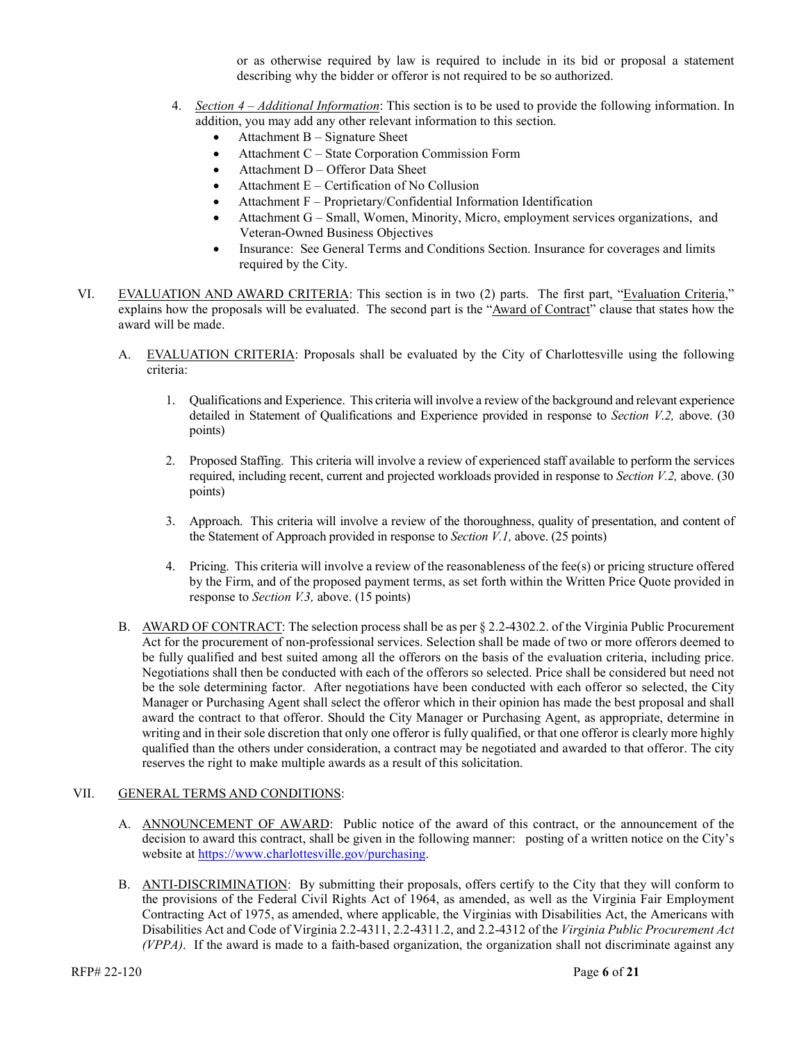or as otherwise required by law is required to include in its bid or proposal a statement describing why the bidder or offeror is not required to be so authorized.

4. *Section 4 – Additional Information*: This section is to be used to provide the following information. In addition, you may add any other relevant information to this section.
   - Attachment B – Signature Sheet
   - Attachment C – State Corporation Commission Form
   - Attachment D – Offeror Data Sheet
   - Attachment E – Certification of No Collusion
   - Attachment F – Proprietary/Confidential Information Identification
   - Attachment G – Small, Women, Minority, Micro, employment services organizations, and Veteran-Owned Business Objectives
   - Insurance: See General Terms and Conditions Section. Insurance for coverages and limits required by the City.

VI. EVALUATION AND AWARD CRITERIA: This section is in two (2) parts. The first part, "Evaluation Criteria," explains how the proposals will be evaluated. The second part is the "Award of Contract" clause that states how the award will be made.

A. EVALUATION CRITERIA: Proposals shall be evaluated by the City of Charlottesville using the following criteria:

1. Qualifications and Experience. This criteria will involve a review of the background and relevant experience detailed in Statement of Qualifications and Experience provided in response to *Section V.2,* above. (30 points)

2. Proposed Staffing. This criteria will involve a review of experienced staff available to perform the services required, including recent, current and projected workloads provided in response to *Section V.2,* above. (30 points)

3. Approach. This criteria will involve a review of the thoroughness, quality of presentation, and content of the Statement of Approach provided in response to *Section V.1,* above. (25 points)

4. Pricing. This criteria will involve a review of the reasonableness of the fee(s) or pricing structure offered by the Firm, and of the proposed payment terms, as set forth within the Written Price Quote provided in response to *Section V.3,* above. (15 points)

B. AWARD OF CONTRACT: The selection process shall be as per § 2.2-4302.2. of the Virginia Public Procurement Act for the procurement of non-professional services. Selection shall be made of two or more offerors deemed to be fully qualified and best suited among all the offerors on the basis of the evaluation criteria, including price. Negotiations shall then be conducted with each of the offerors so selected. Price shall be considered but need not be the sole determining factor. After negotiations have been conducted with each offeror so selected, the City Manager or Purchasing Agent shall select the offeror which in their opinion has made the best proposal and shall award the contract to that offeror. Should the City Manager or Purchasing Agent, as appropriate, determine in writing and in their sole discretion that only one offeror is fully qualified, or that one offeror is clearly more highly qualified than the others under consideration, a contract may be negotiated and awarded to that offeror. The city reserves the right to make multiple awards as a result of this solicitation.

VII. GENERAL TERMS AND CONDITIONS:

A. ANNOUNCEMENT OF AWARD: Public notice of the award of this contract, or the announcement of the decision to award this contract, shall be given in the following manner: posting of a written notice on the City's website at https://www.charlottesville.gov/purchasing.

B. ANTI-DISCRIMINATION: By submitting their proposals, offers certify to the City that they will conform to the provisions of the Federal Civil Rights Act of 1964, as amended, as well as the Virginia Fair Employment Contracting Act of 1975, as amended, where applicable, the Virginias with Disabilities Act, the Americans with Disabilities Act and Code of Virginia 2.2-4311, 2.2-4311.2, and 2.2-4312 of the *Virginia Public Procurement Act (VPPA)*. If the award is made to a faith-based organization, the organization shall not discriminate against any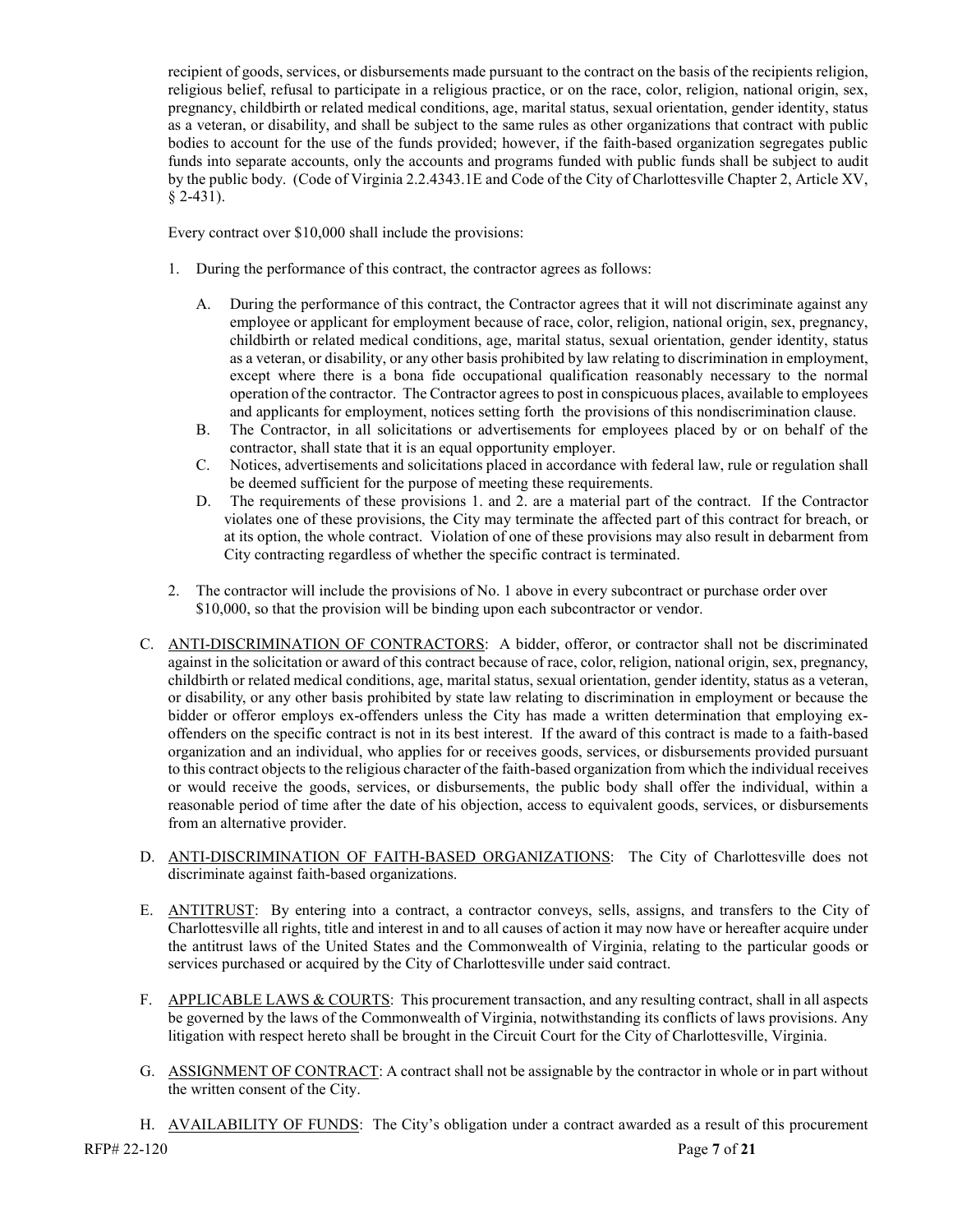recipient of goods, services, or disbursements made pursuant to the contract on the basis of the recipients religion, religious belief, refusal to participate in a religious practice, or on the race, color, religion, national origin, sex, pregnancy, childbirth or related medical conditions, age, marital status, sexual orientation, gender identity, status as a veteran, or disability, and shall be subject to the same rules as other organizations that contract with public bodies to account for the use of the funds provided; however, if the faith-based organization segregates public funds into separate accounts, only the accounts and programs funded with public funds shall be subject to audit by the public body. (Code of Virginia 2.2.4343.1E and Code of the City of Charlottesville Chapter 2, Article XV, § 2-431).

Every contract over $10,000 shall include the provisions:

1. During the performance of this contract, the contractor agrees as follows:

   A. During the performance of this contract, the Contractor agrees that it will not discriminate against any employee or applicant for employment because of race, color, religion, national origin, sex, pregnancy, childbirth or related medical conditions, age, marital status, sexual orientation, gender identity, status as a veteran, or disability, or any other basis prohibited by law relating to discrimination in employment, except where there is a bona fide occupational qualification reasonably necessary to the normal operation of the contractor. The Contractor agrees to post in conspicuous places, available to employees and applicants for employment, notices setting forth the provisions of this nondiscrimination clause.
   
   B. The Contractor, in all solicitations or advertisements for employees placed by or on behalf of the contractor, shall state that it is an equal opportunity employer.
   
   C. Notices, advertisements and solicitations placed in accordance with federal law, rule or regulation shall be deemed sufficient for the purpose of meeting these requirements.
   
   D. The requirements of these provisions 1. and 2. are a material part of the contract. If the Contractor violates one of these provisions, the City may terminate the affected part of this contract for breach, or at its option, the whole contract. Violation of one of these provisions may also result in debarment from City contracting regardless of whether the specific contract is terminated.

2. The contractor will include the provisions of No. 1 above in every subcontract or purchase order over $10,000, so that the provision will be binding upon each subcontractor or vendor.

C. <u>ANTI-DISCRIMINATION OF CONTRACTORS</u>: A bidder, offeror, or contractor shall not be discriminated against in the solicitation or award of this contract because of race, color, religion, national origin, sex, pregnancy, childbirth or related medical conditions, age, marital status, sexual orientation, gender identity, status as a veteran, or disability, or any other basis prohibited by state law relating to discrimination in employment or because the bidder or offeror employs ex-offenders unless the City has made a written determination that employing ex-offenders on the specific contract is not in its best interest. If the award of this contract is made to a faith-based organization and an individual, who applies for or receives goods, services, or disbursements provided pursuant to this contract objects to the religious character of the faith-based organization from which the individual receives or would receive the goods, services, or disbursements, the public body shall offer the individual, within a reasonable period of time after the date of his objection, access to equivalent goods, services, or disbursements from an alternative provider.

D. <u>ANTI-DISCRIMINATION OF FAITH-BASED ORGANIZATIONS</u>: The City of Charlottesville does not discriminate against faith-based organizations.

E. <u>ANTITRUST</u>: By entering into a contract, a contractor conveys, sells, assigns, and transfers to the City of Charlottesville all rights, title and interest in and to all causes of action it may now have or hereafter acquire under the antitrust laws of the United States and the Commonwealth of Virginia, relating to the particular goods or services purchased or acquired by the City of Charlottesville under said contract.

F. <u>APPLICABLE LAWS & COURTS</u>: This procurement transaction, and any resulting contract, shall in all aspects be governed by the laws of the Commonwealth of Virginia, notwithstanding its conflicts of laws provisions. Any litigation with respect hereto shall be brought in the Circuit Court for the City of Charlottesville, Virginia.

G. <u>ASSIGNMENT OF CONTRACT</u>: A contract shall not be assignable by the contractor in whole or in part without the written consent of the City.

H. <u>AVAILABILITY OF FUNDS</u>: The City's obligation under a contract awarded as a result of this procurement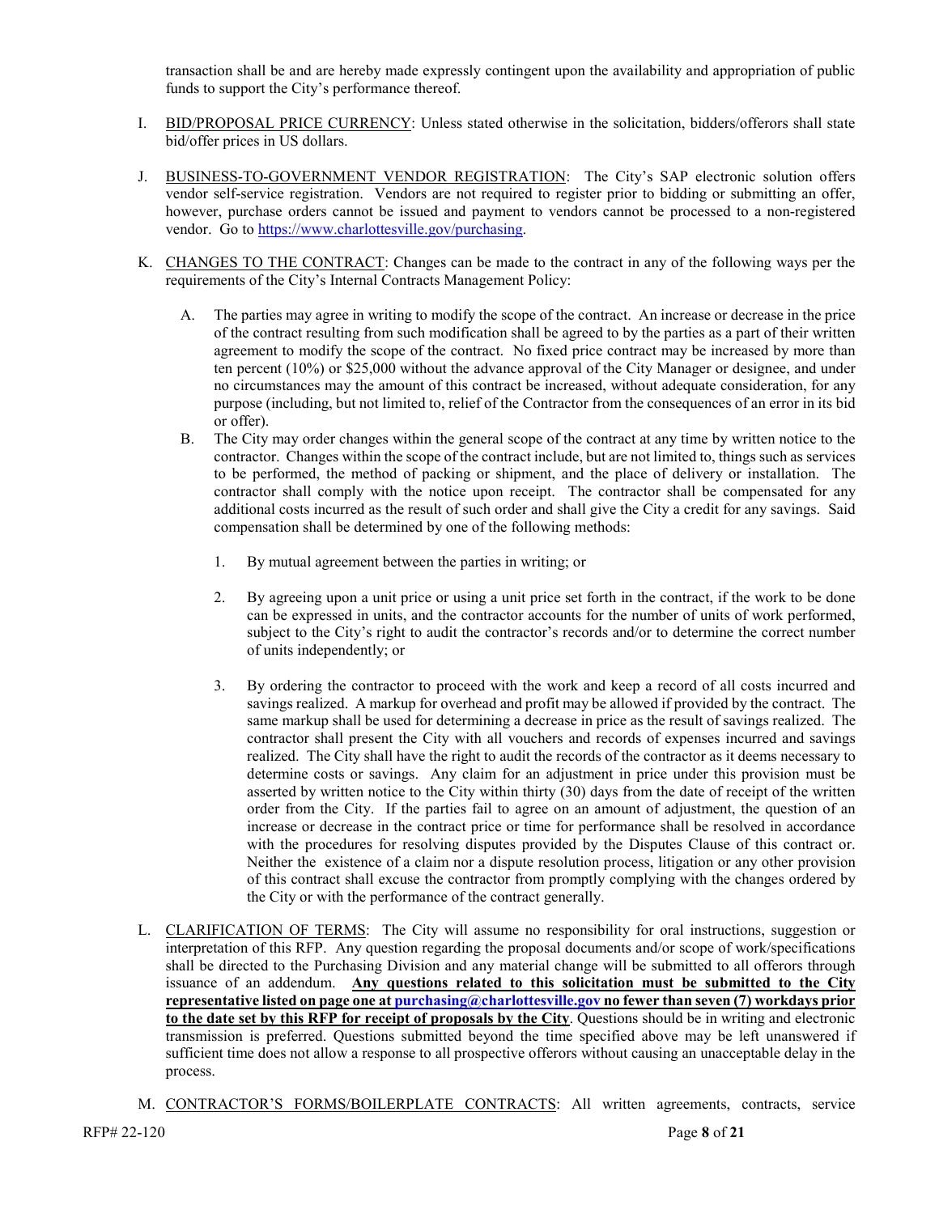transaction shall be and are hereby made expressly contingent upon the availability and appropriation of public funds to support the City's performance thereof.

I. BID/PROPOSAL PRICE CURRENCY: Unless stated otherwise in the solicitation, bidders/offerors shall state bid/offer prices in US dollars.

J. BUSINESS-TO-GOVERNMENT VENDOR REGISTRATION: The City's SAP electronic solution offers vendor self-service registration. Vendors are not required to register prior to bidding or submitting an offer, however, purchase orders cannot be issued and payment to vendors cannot be processed to a non-registered vendor. Go to https://www.charlottesville.gov/purchasing.

K. CHANGES TO THE CONTRACT: Changes can be made to the contract in any of the following ways per the requirements of the City's Internal Contracts Management Policy:

   A. The parties may agree in writing to modify the scope of the contract. An increase or decrease in the price of the contract resulting from such modification shall be agreed to by the parties as a part of their written agreement to modify the scope of the contract. No fixed price contract may be increased by more than ten percent (10%) or $25,000 without the advance approval of the City Manager or designee, and under no circumstances may the amount of this contract be increased, without adequate consideration, for any purpose (including, but not limited to, relief of the Contractor from the consequences of an error in its bid or offer).

   B. The City may order changes within the general scope of the contract at any time by written notice to the contractor. Changes within the scope of the contract include, but are not limited to, things such as services to be performed, the method of packing or shipment, and the place of delivery or installation. The contractor shall comply with the notice upon receipt. The contractor shall be compensated for any additional costs incurred as the result of such order and shall give the City a credit for any savings. Said compensation shall be determined by one of the following methods:

      1. By mutual agreement between the parties in writing; or

      2. By agreeing upon a unit price or using a unit price set forth in the contract, if the work to be done can be expressed in units, and the contractor accounts for the number of units of work performed, subject to the City's right to audit the contractor's records and/or to determine the correct number of units independently; or

      3. By ordering the contractor to proceed with the work and keep a record of all costs incurred and savings realized. A markup for overhead and profit may be allowed if provided by the contract. The same markup shall be used for determining a decrease in price as the result of savings realized. The contractor shall present the City with all vouchers and records of expenses incurred and savings realized. The City shall have the right to audit the records of the contractor as it deems necessary to determine costs or savings. Any claim for an adjustment in price under this provision must be asserted by written notice to the City within thirty (30) days from the date of receipt of the written order from the City. If the parties fail to agree on an amount of adjustment, the question of an increase or decrease in the contract price or time for performance shall be resolved in accordance with the procedures for resolving disputes provided by the Disputes Clause of this contract or. Neither the existence of a claim nor a dispute resolution process, litigation or any other provision of this contract shall excuse the contractor from promptly complying with the changes ordered by the City or with the performance of the contract generally.

L. CLARIFICATION OF TERMS: The City will assume no responsibility for oral instructions, suggestion or interpretation of this RFP. Any question regarding the proposal documents and/or scope of work/specifications shall be directed to the Purchasing Division and any material change will be submitted to all offerors through issuance of an addendum. **Any questions related to this solicitation must be submitted to the City representative listed on page one at purchasing@charlottesville.gov no fewer than seven (7) workdays prior to the date set by this RFP for receipt of proposals by the City**. Questions should be in writing and electronic transmission is preferred. Questions submitted beyond the time specified above may be left unanswered if sufficient time does not allow a response to all prospective offerors without causing an unacceptable delay in the process.

M. CONTRACTOR'S FORMS/BOILERPLATE CONTRACTS: All written agreements, contracts, service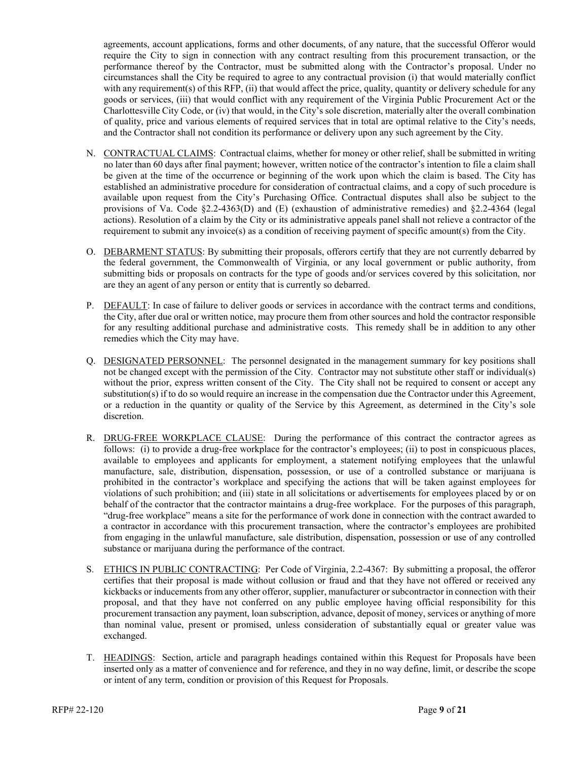agreements, account applications, forms and other documents, of any nature, that the successful Offeror would require the City to sign in connection with any contract resulting from this procurement transaction, or the performance thereof by the Contractor, must be submitted along with the Contractor's proposal. Under no circumstances shall the City be required to agree to any contractual provision (i) that would materially conflict with any requirement(s) of this RFP, (ii) that would affect the price, quality, quantity or delivery schedule for any goods or services, (iii) that would conflict with any requirement of the Virginia Public Procurement Act or the Charlottesville City Code, or (iv) that would, in the City's sole discretion, materially alter the overall combination of quality, price and various elements of required services that in total are optimal relative to the City's needs, and the Contractor shall not condition its performance or delivery upon any such agreement by the City.

N. CONTRACTUAL CLAIMS: Contractual claims, whether for money or other relief, shall be submitted in writing no later than 60 days after final payment; however, written notice of the contractor's intention to file a claim shall be given at the time of the occurrence or beginning of the work upon which the claim is based. The City has established an administrative procedure for consideration of contractual claims, and a copy of such procedure is available upon request from the City's Purchasing Office. Contractual disputes shall also be subject to the provisions of Va. Code §2.2-4363(D) and (E) (exhaustion of administrative remedies) and §2.2-4364 (legal actions). Resolution of a claim by the City or its administrative appeals panel shall not relieve a contractor of the requirement to submit any invoice(s) as a condition of receiving payment of specific amount(s) from the City.

O. DEBARMENT STATUS: By submitting their proposals, offerors certify that they are not currently debarred by the federal government, the Commonwealth of Virginia, or any local government or public authority, from submitting bids or proposals on contracts for the type of goods and/or services covered by this solicitation, nor are they an agent of any person or entity that is currently so debarred.

P. DEFAULT: In case of failure to deliver goods or services in accordance with the contract terms and conditions, the City, after due oral or written notice, may procure them from other sources and hold the contractor responsible for any resulting additional purchase and administrative costs. This remedy shall be in addition to any other remedies which the City may have.

Q. DESIGNATED PERSONNEL: The personnel designated in the management summary for key positions shall not be changed except with the permission of the City. Contractor may not substitute other staff or individual(s) without the prior, express written consent of the City. The City shall not be required to consent or accept any substitution(s) if to do so would require an increase in the compensation due the Contractor under this Agreement, or a reduction in the quantity or quality of the Service by this Agreement, as determined in the City's sole discretion.

R. DRUG-FREE WORKPLACE CLAUSE: During the performance of this contract the contractor agrees as follows: (i) to provide a drug-free workplace for the contractor's employees; (ii) to post in conspicuous places, available to employees and applicants for employment, a statement notifying employees that the unlawful manufacture, sale, distribution, dispensation, possession, or use of a controlled substance or marijuana is prohibited in the contractor's workplace and specifying the actions that will be taken against employees for violations of such prohibition; and (iii) state in all solicitations or advertisements for employees placed by or on behalf of the contractor that the contractor maintains a drug-free workplace. For the purposes of this paragraph, "drug-free workplace" means a site for the performance of work done in connection with the contract awarded to a contractor in accordance with this procurement transaction, where the contractor's employees are prohibited from engaging in the unlawful manufacture, sale distribution, dispensation, possession or use of any controlled substance or marijuana during the performance of the contract.

S. ETHICS IN PUBLIC CONTRACTING: Per Code of Virginia, 2.2-4367: By submitting a proposal, the offeror certifies that their proposal is made without collusion or fraud and that they have not offered or received any kickbacks or inducements from any other offeror, supplier, manufacturer or subcontractor in connection with their proposal, and that they have not conferred on any public employee having official responsibility for this procurement transaction any payment, loan subscription, advance, deposit of money, services or anything of more than nominal value, present or promised, unless consideration of substantially equal or greater value was exchanged.

T. HEADINGS: Section, article and paragraph headings contained within this Request for Proposals have been inserted only as a matter of convenience and for reference, and they in no way define, limit, or describe the scope or intent of any term, condition or provision of this Request for Proposals.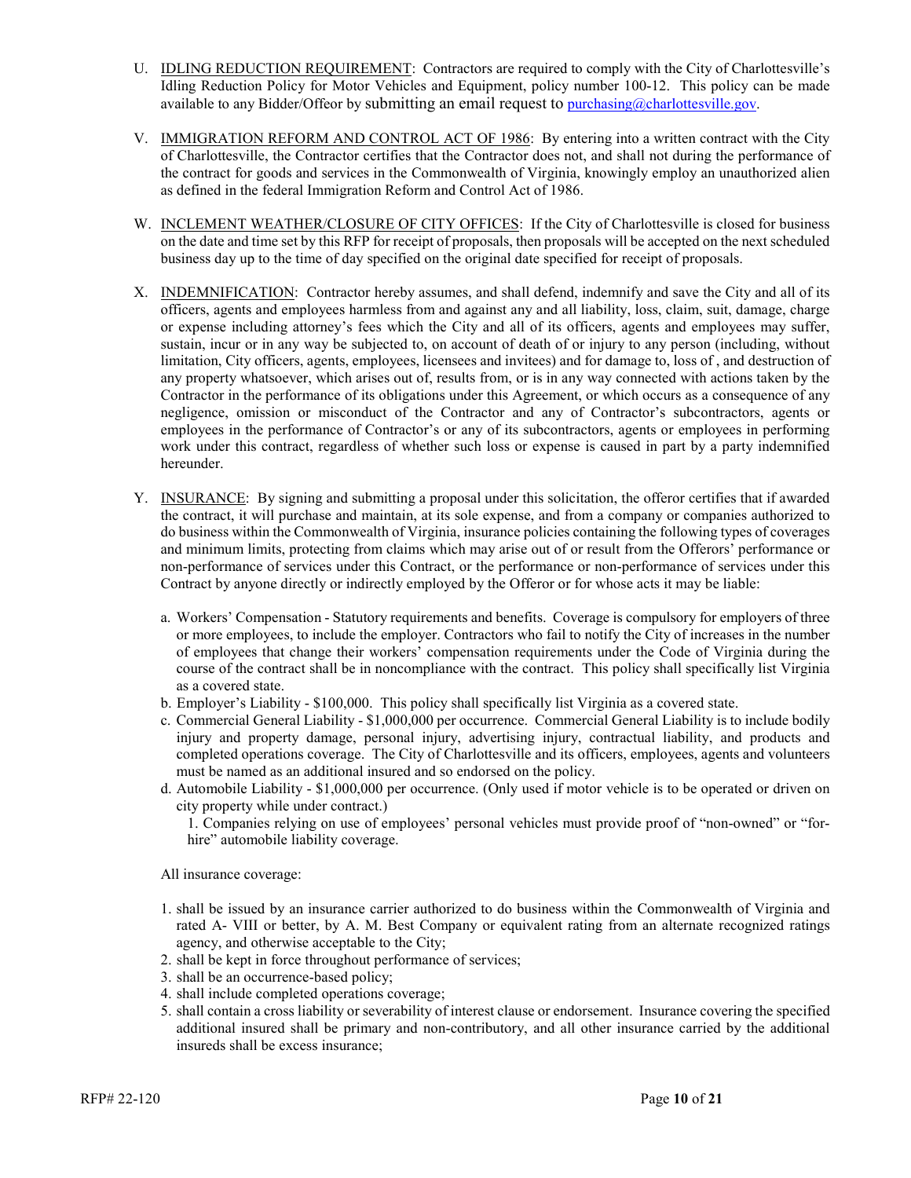U. <u>IDLING REDUCTION REQUIREMENT</u>: Contractors are required to comply with the City of Charlottesville's Idling Reduction Policy for Motor Vehicles and Equipment, policy number 100-12. This policy can be made available to any Bidder/Offeor by submitting an email request to purchasing@charlottesville.gov.

V. <u>IMMIGRATION REFORM AND CONTROL ACT OF 1986</u>: By entering into a written contract with the City of Charlottesville, the Contractor certifies that the Contractor does not, and shall not during the performance of the contract for goods and services in the Commonwealth of Virginia, knowingly employ an unauthorized alien as defined in the federal Immigration Reform and Control Act of 1986.

W. <u>INCLEMENT WEATHER/CLOSURE OF CITY OFFICES</u>: If the City of Charlottesville is closed for business on the date and time set by this RFP for receipt of proposals, then proposals will be accepted on the next scheduled business day up to the time of day specified on the original date specified for receipt of proposals.

X. <u>INDEMNIFICATION</u>: Contractor hereby assumes, and shall defend, indemnify and save the City and all of its officers, agents and employees harmless from and against any and all liability, loss, claim, suit, damage, charge or expense including attorney's fees which the City and all of its officers, agents and employees may suffer, sustain, incur or in any way be subjected to, on account of death of or injury to any person (including, without limitation, City officers, agents, employees, licensees and invitees) and for damage to, loss of , and destruction of any property whatsoever, which arises out of, results from, or is in any way connected with actions taken by the Contractor in the performance of its obligations under this Agreement, or which occurs as a consequence of any negligence, omission or misconduct of the Contractor and any of Contractor's subcontractors, agents or employees in the performance of Contractor's or any of its subcontractors, agents or employees in performing work under this contract, regardless of whether such loss or expense is caused in part by a party indemnified hereunder.

Y. <u>INSURANCE</u>: By signing and submitting a proposal under this solicitation, the offeror certifies that if awarded the contract, it will purchase and maintain, at its sole expense, and from a company or companies authorized to do business within the Commonwealth of Virginia, insurance policies containing the following types of coverages and minimum limits, protecting from claims which may arise out of or result from the Offerors' performance or non-performance of services under this Contract, or the performance or non-performance of services under this Contract by anyone directly or indirectly employed by the Offeror or for whose acts it may be liable:

   a. Workers' Compensation - Statutory requirements and benefits. Coverage is compulsory for employers of three or more employees, to include the employer. Contractors who fail to notify the City of increases in the number of employees that change their workers' compensation requirements under the Code of Virginia during the course of the contract shall be in noncompliance with the contract. This policy shall specifically list Virginia as a covered state.
   b. Employer's Liability - $100,000. This policy shall specifically list Virginia as a covered state.
   c. Commercial General Liability - $1,000,000 per occurrence. Commercial General Liability is to include bodily injury and property damage, personal injury, advertising injury, contractual liability, and products and completed operations coverage. The City of Charlottesville and its officers, employees, agents and volunteers must be named as an additional insured and so endorsed on the policy.
   d. Automobile Liability - $1,000,000 per occurrence. (Only used if motor vehicle is to be operated or driven on city property while under contract.)
      1. Companies relying on use of employees' personal vehicles must provide proof of "non-owned" or "for-hire" automobile liability coverage.

   All insurance coverage:

   1. shall be issued by an insurance carrier authorized to do business within the Commonwealth of Virginia and rated A- VIII or better, by A. M. Best Company or equivalent rating from an alternate recognized ratings agency, and otherwise acceptable to the City;
   2. shall be kept in force throughout performance of services;
   3. shall be an occurrence-based policy;
   4. shall include completed operations coverage;
   5. shall contain a cross liability or severability of interest clause or endorsement. Insurance covering the specified additional insured shall be primary and non-contributory, and all other insurance carried by the additional insureds shall be excess insurance;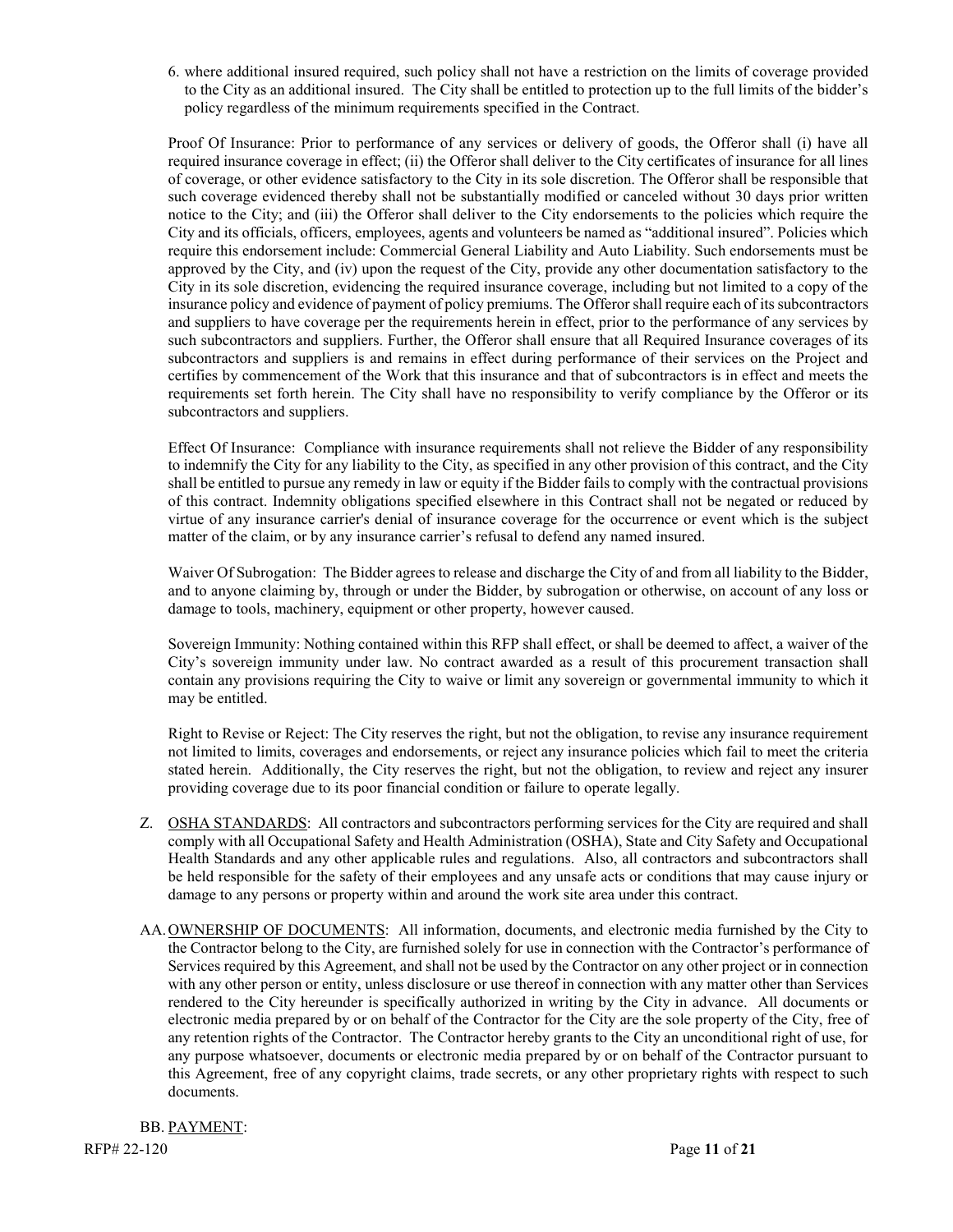6. where additional insured required, such policy shall not have a restriction on the limits of coverage provided to the City as an additional insured. The City shall be entitled to protection up to the full limits of the bidder's policy regardless of the minimum requirements specified in the Contract.

Proof Of Insurance: Prior to performance of any services or delivery of goods, the Offeror shall (i) have all required insurance coverage in effect; (ii) the Offeror shall deliver to the City certificates of insurance for all lines of coverage, or other evidence satisfactory to the City in its sole discretion. The Offeror shall be responsible that such coverage evidenced thereby shall not be substantially modified or canceled without 30 days prior written notice to the City; and (iii) the Offeror shall deliver to the City endorsements to the policies which require the City and its officials, officers, employees, agents and volunteers be named as "additional insured". Policies which require this endorsement include: Commercial General Liability and Auto Liability. Such endorsements must be approved by the City, and (iv) upon the request of the City, provide any other documentation satisfactory to the City in its sole discretion, evidencing the required insurance coverage, including but not limited to a copy of the insurance policy and evidence of payment of policy premiums. The Offeror shall require each of its subcontractors and suppliers to have coverage per the requirements herein in effect, prior to the performance of any services by such subcontractors and suppliers. Further, the Offeror shall ensure that all Required Insurance coverages of its subcontractors and suppliers is and remains in effect during performance of their services on the Project and certifies by commencement of the Work that this insurance and that of subcontractors is in effect and meets the requirements set forth herein. The City shall have no responsibility to verify compliance by the Offeror or its subcontractors and suppliers.

Effect Of Insurance: Compliance with insurance requirements shall not relieve the Bidder of any responsibility to indemnify the City for any liability to the City, as specified in any other provision of this contract, and the City shall be entitled to pursue any remedy in law or equity if the Bidder fails to comply with the contractual provisions of this contract. Indemnity obligations specified elsewhere in this Contract shall not be negated or reduced by virtue of any insurance carrier's denial of insurance coverage for the occurrence or event which is the subject matter of the claim, or by any insurance carrier's refusal to defend any named insured.

Waiver Of Subrogation: The Bidder agrees to release and discharge the City of and from all liability to the Bidder, and to anyone claiming by, through or under the Bidder, by subrogation or otherwise, on account of any loss or damage to tools, machinery, equipment or other property, however caused.

Sovereign Immunity: Nothing contained within this RFP shall effect, or shall be deemed to affect, a waiver of the City's sovereign immunity under law. No contract awarded as a result of this procurement transaction shall contain any provisions requiring the City to waive or limit any sovereign or governmental immunity to which it may be entitled.

Right to Revise or Reject: The City reserves the right, but not the obligation, to revise any insurance requirement not limited to limits, coverages and endorsements, or reject any insurance policies which fail to meet the criteria stated herein. Additionally, the City reserves the right, but not the obligation, to review and reject any insurer providing coverage due to its poor financial condition or failure to operate legally.

Z. <u>OSHA STANDARDS</u>: All contractors and subcontractors performing services for the City are required and shall comply with all Occupational Safety and Health Administration (OSHA), State and City Safety and Occupational Health Standards and any other applicable rules and regulations. Also, all contractors and subcontractors shall be held responsible for the safety of their employees and any unsafe acts or conditions that may cause injury or damage to any persons or property within and around the work site area under this contract.

AA. <u>OWNERSHIP OF DOCUMENTS</u>: All information, documents, and electronic media furnished by the City to the Contractor belong to the City, are furnished solely for use in connection with the Contractor's performance of Services required by this Agreement, and shall not be used by the Contractor on any other project or in connection with any other person or entity, unless disclosure or use thereof in connection with any matter other than Services rendered to the City hereunder is specifically authorized in writing by the City in advance. All documents or electronic media prepared by or on behalf of the Contractor for the City are the sole property of the City, free of any retention rights of the Contractor. The Contractor hereby grants to the City an unconditional right of use, for any purpose whatsoever, documents or electronic media prepared by or on behalf of the Contractor pursuant to this Agreement, free of any copyright claims, trade secrets, or any other proprietary rights with respect to such documents.

BB. <u>PAYMENT</u>: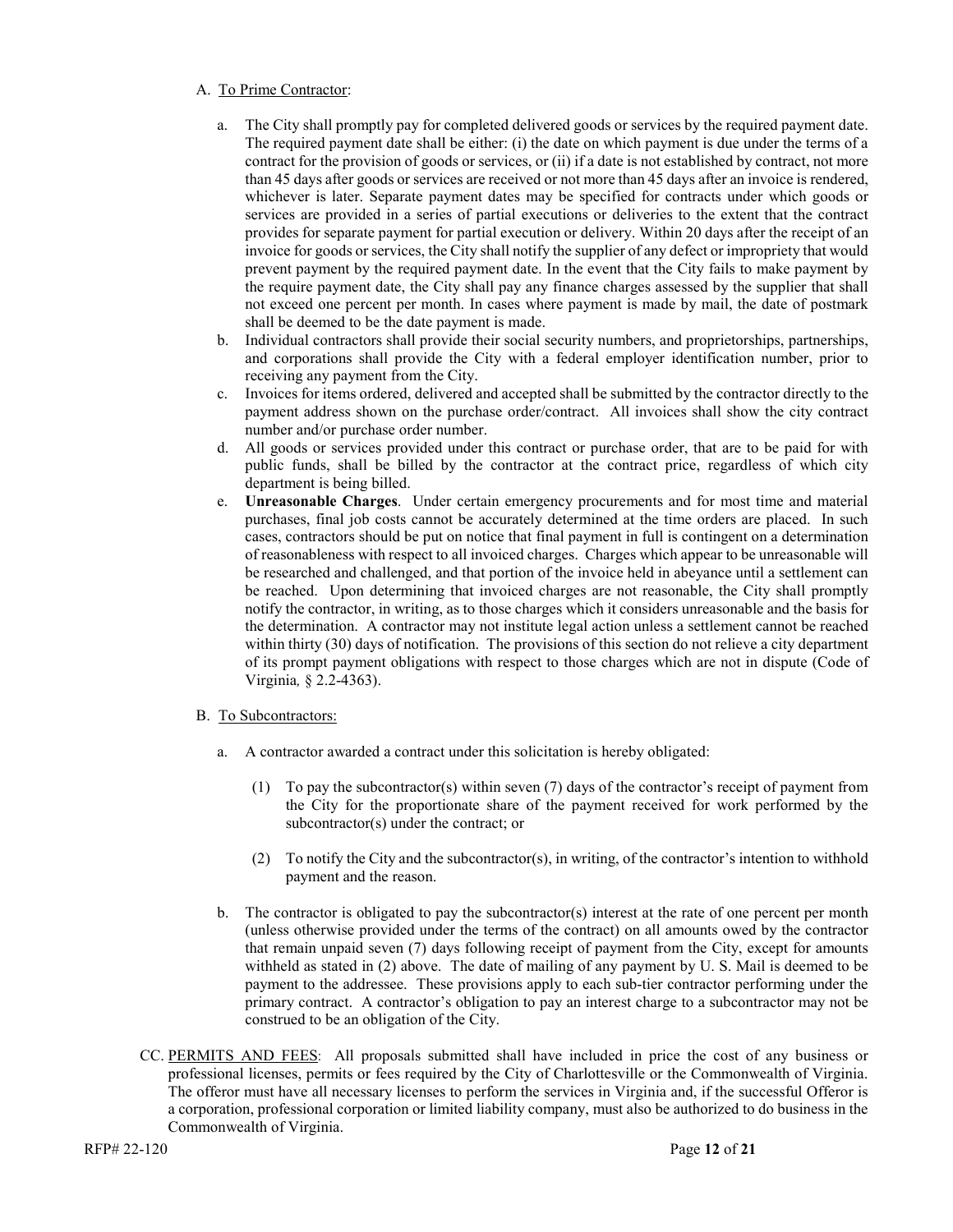A. To Prime Contractor:

a. The City shall promptly pay for completed delivered goods or services by the required payment date. The required payment date shall be either: (i) the date on which payment is due under the terms of a contract for the provision of goods or services, or (ii) if a date is not established by contract, not more than 45 days after goods or services are received or not more than 45 days after an invoice is rendered, whichever is later. Separate payment dates may be specified for contracts under which goods or services are provided in a series of partial executions or deliveries to the extent that the contract provides for separate payment for partial execution or delivery. Within 20 days after the receipt of an invoice for goods or services, the City shall notify the supplier of any defect or impropriety that would prevent payment by the required payment date. In the event that the City fails to make payment by the require payment date, the City shall pay any finance charges assessed by the supplier that shall not exceed one percent per month. In cases where payment is made by mail, the date of postmark shall be deemed to be the date payment is made.

b. Individual contractors shall provide their social security numbers, and proprietorships, partnerships, and corporations shall provide the City with a federal employer identification number, prior to receiving any payment from the City.

c. Invoices for items ordered, delivered and accepted shall be submitted by the contractor directly to the payment address shown on the purchase order/contract. All invoices shall show the city contract number and/or purchase order number.

d. All goods or services provided under this contract or purchase order, that are to be paid for with public funds, shall be billed by the contractor at the contract price, regardless of which city department is being billed.

e. **Unreasonable Charges**. Under certain emergency procurements and for most time and material purchases, final job costs cannot be accurately determined at the time orders are placed. In such cases, contractors should be put on notice that final payment in full is contingent on a determination of reasonableness with respect to all invoiced charges. Charges which appear to be unreasonable will be researched and challenged, and that portion of the invoice held in abeyance until a settlement can be reached. Upon determining that invoiced charges are not reasonable, the City shall promptly notify the contractor, in writing, as to those charges which it considers unreasonable and the basis for the determination. A contractor may not institute legal action unless a settlement cannot be reached within thirty (30) days of notification. The provisions of this section do not relieve a city department of its prompt payment obligations with respect to those charges which are not in dispute (Code of Virginia*,* § 2.2-4363).

B. To Subcontractors:

a. A contractor awarded a contract under this solicitation is hereby obligated:

(1) To pay the subcontractor(s) within seven (7) days of the contractor's receipt of payment from the City for the proportionate share of the payment received for work performed by the subcontractor(s) under the contract; or

(2) To notify the City and the subcontractor(s), in writing, of the contractor's intention to withhold payment and the reason.

b. The contractor is obligated to pay the subcontractor(s) interest at the rate of one percent per month (unless otherwise provided under the terms of the contract) on all amounts owed by the contractor that remain unpaid seven (7) days following receipt of payment from the City, except for amounts withheld as stated in (2) above. The date of mailing of any payment by U. S. Mail is deemed to be payment to the addressee. These provisions apply to each sub-tier contractor performing under the primary contract. A contractor's obligation to pay an interest charge to a subcontractor may not be construed to be an obligation of the City.

CC. PERMITS AND FEES: All proposals submitted shall have included in price the cost of any business or professional licenses, permits or fees required by the City of Charlottesville or the Commonwealth of Virginia. The offeror must have all necessary licenses to perform the services in Virginia and, if the successful Offeror is a corporation, professional corporation or limited liability company, must also be authorized to do business in the Commonwealth of Virginia.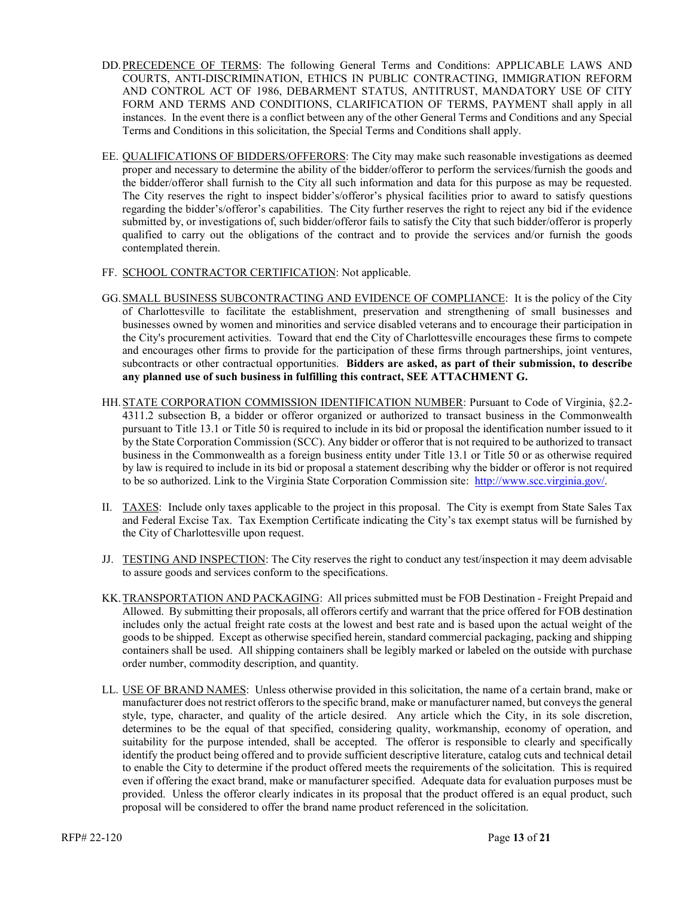DD. PRECEDENCE OF TERMS: The following General Terms and Conditions: APPLICABLE LAWS AND COURTS, ANTI-DISCRIMINATION, ETHICS IN PUBLIC CONTRACTING, IMMIGRATION REFORM AND CONTROL ACT OF 1986, DEBARMENT STATUS, ANTITRUST, MANDATORY USE OF CITY FORM AND TERMS AND CONDITIONS, CLARIFICATION OF TERMS, PAYMENT shall apply in all instances. In the event there is a conflict between any of the other General Terms and Conditions and any Special Terms and Conditions in this solicitation, the Special Terms and Conditions shall apply.

EE. QUALIFICATIONS OF BIDDERS/OFFERORS: The City may make such reasonable investigations as deemed proper and necessary to determine the ability of the bidder/offeror to perform the services/furnish the goods and the bidder/offeror shall furnish to the City all such information and data for this purpose as may be requested. The City reserves the right to inspect bidder's/offeror's physical facilities prior to award to satisfy questions regarding the bidder's/offeror's capabilities. The City further reserves the right to reject any bid if the evidence submitted by, or investigations of, such bidder/offeror fails to satisfy the City that such bidder/offeror is properly qualified to carry out the obligations of the contract and to provide the services and/or furnish the goods contemplated therein.

FF. SCHOOL CONTRACTOR CERTIFICATION: Not applicable.

GG. SMALL BUSINESS SUBCONTRACTING AND EVIDENCE OF COMPLIANCE: It is the policy of the City of Charlottesville to facilitate the establishment, preservation and strengthening of small businesses and businesses owned by women and minorities and service disabled veterans and to encourage their participation in the City's procurement activities. Toward that end the City of Charlottesville encourages these firms to compete and encourages other firms to provide for the participation of these firms through partnerships, joint ventures, subcontracts or other contractual opportunities. **Bidders are asked, as part of their submission, to describe any planned use of such business in fulfilling this contract, SEE ATTACHMENT G.**

HH. STATE CORPORATION COMMISSION IDENTIFICATION NUMBER: Pursuant to Code of Virginia, §2.2-4311.2 subsection B, a bidder or offeror organized or authorized to transact business in the Commonwealth pursuant to Title 13.1 or Title 50 is required to include in its bid or proposal the identification number issued to it by the State Corporation Commission (SCC). Any bidder or offeror that is not required to be authorized to transact business in the Commonwealth as a foreign business entity under Title 13.1 or Title 50 or as otherwise required by law is required to include in its bid or proposal a statement describing why the bidder or offeror is not required to be so authorized. Link to the Virginia State Corporation Commission site: http://www.scc.virginia.gov/.

II. TAXES: Include only taxes applicable to the project in this proposal. The City is exempt from State Sales Tax and Federal Excise Tax. Tax Exemption Certificate indicating the City's tax exempt status will be furnished by the City of Charlottesville upon request.

JJ. TESTING AND INSPECTION: The City reserves the right to conduct any test/inspection it may deem advisable to assure goods and services conform to the specifications.

KK. TRANSPORTATION AND PACKAGING: All prices submitted must be FOB Destination - Freight Prepaid and Allowed. By submitting their proposals, all offerors certify and warrant that the price offered for FOB destination includes only the actual freight rate costs at the lowest and best rate and is based upon the actual weight of the goods to be shipped. Except as otherwise specified herein, standard commercial packaging, packing and shipping containers shall be used. All shipping containers shall be legibly marked or labeled on the outside with purchase order number, commodity description, and quantity.

LL. USE OF BRAND NAMES: Unless otherwise provided in this solicitation, the name of a certain brand, make or manufacturer does not restrict offerors to the specific brand, make or manufacturer named, but conveys the general style, type, character, and quality of the article desired. Any article which the City, in its sole discretion, determines to be the equal of that specified, considering quality, workmanship, economy of operation, and suitability for the purpose intended, shall be accepted. The offeror is responsible to clearly and specifically identify the product being offered and to provide sufficient descriptive literature, catalog cuts and technical detail to enable the City to determine if the product offered meets the requirements of the solicitation. This is required even if offering the exact brand, make or manufacturer specified. Adequate data for evaluation purposes must be provided. Unless the offeror clearly indicates in its proposal that the product offered is an equal product, such proposal will be considered to offer the brand name product referenced in the solicitation.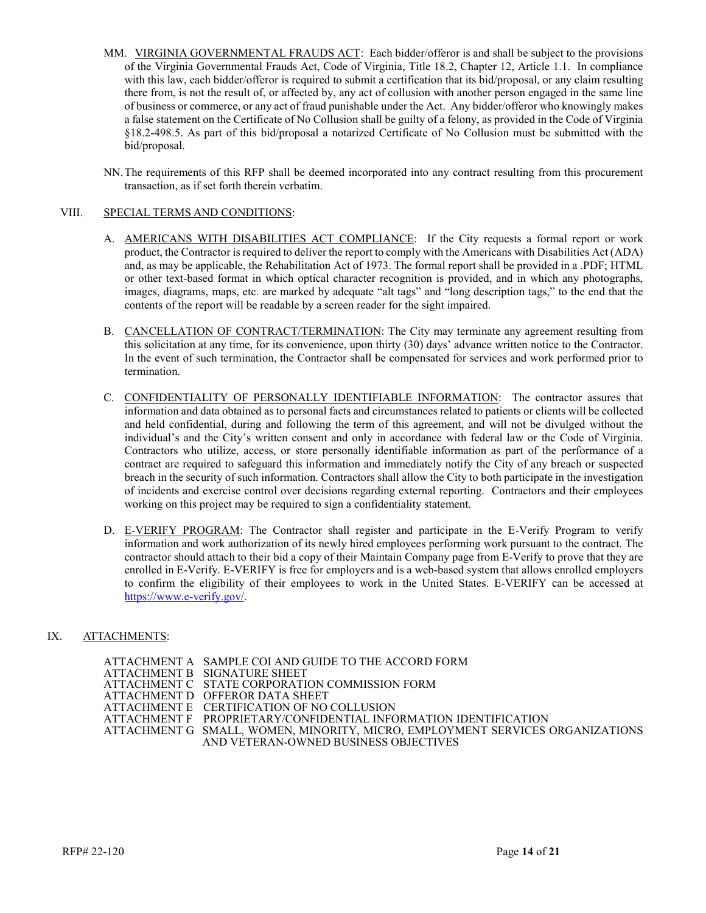MM. VIRGINIA GOVERNMENTAL FRAUDS ACT: Each bidder/offeror is and shall be subject to the provisions of the Virginia Governmental Frauds Act, Code of Virginia, Title 18.2, Chapter 12, Article 1.1. In compliance with this law, each bidder/offeror is required to submit a certification that its bid/proposal, or any claim resulting there from, is not the result of, or affected by, any act of collusion with another person engaged in the same line of business or commerce, or any act of fraud punishable under the Act. Any bidder/offeror who knowingly makes a false statement on the Certificate of No Collusion shall be guilty of a felony, as provided in the Code of Virginia §18.2-498.5. As part of this bid/proposal a notarized Certificate of No Collusion must be submitted with the bid/proposal.

NN. The requirements of this RFP shall be deemed incorporated into any contract resulting from this procurement transaction, as if set forth therein verbatim.

## VIII. SPECIAL TERMS AND CONDITIONS:

A. AMERICANS WITH DISABILITIES ACT COMPLIANCE: If the City requests a formal report or work product, the Contractor is required to deliver the report to comply with the Americans with Disabilities Act (ADA) and, as may be applicable, the Rehabilitation Act of 1973. The formal report shall be provided in a .PDF; HTML or other text-based format in which optical character recognition is provided, and in which any photographs, images, diagrams, maps, etc. are marked by adequate "alt tags" and "long description tags," to the end that the contents of the report will be readable by a screen reader for the sight impaired.

B. CANCELLATION OF CONTRACT/TERMINATION: The City may terminate any agreement resulting from this solicitation at any time, for its convenience, upon thirty (30) days' advance written notice to the Contractor. In the event of such termination, the Contractor shall be compensated for services and work performed prior to termination.

C. CONFIDENTIALITY OF PERSONALLY IDENTIFIABLE INFORMATION: The contractor assures that information and data obtained as to personal facts and circumstances related to patients or clients will be collected and held confidential, during and following the term of this agreement, and will not be divulged without the individual's and the City's written consent and only in accordance with federal law or the Code of Virginia. Contractors who utilize, access, or store personally identifiable information as part of the performance of a contract are required to safeguard this information and immediately notify the City of any breach or suspected breach in the security of such information. Contractors shall allow the City to both participate in the investigation of incidents and exercise control over decisions regarding external reporting. Contractors and their employees working on this project may be required to sign a confidentiality statement.

D. E-VERIFY PROGRAM: The Contractor shall register and participate in the E-Verify Program to verify information and work authorization of its newly hired employees performing work pursuant to the contract. The contractor should attach to their bid a copy of their Maintain Company page from E-Verify to prove that they are enrolled in E-Verify. E-VERIFY is free for employers and is a web-based system that allows enrolled employers to confirm the eligibility of their employees to work in the United States. E-VERIFY can be accessed at https://www.e-verify.gov/.

## IX. ATTACHMENTS:

ATTACHMENT A SAMPLE COI AND GUIDE TO THE ACCORD FORM
ATTACHMENT B SIGNATURE SHEET
ATTACHMENT C STATE CORPORATION COMMISSION FORM
ATTACHMENT D OFFEROR DATA SHEET
ATTACHMENT E CERTIFICATION OF NO COLLUSION
ATTACHMENT F PROPRIETARY/CONFIDENTIAL INFORMATION IDENTIFICATION
ATTACHMENT G SMALL, WOMEN, MINORITY, MICRO, EMPLOYMENT SERVICES ORGANIZATIONS AND VETERAN-OWNED BUSINESS OBJECTIVES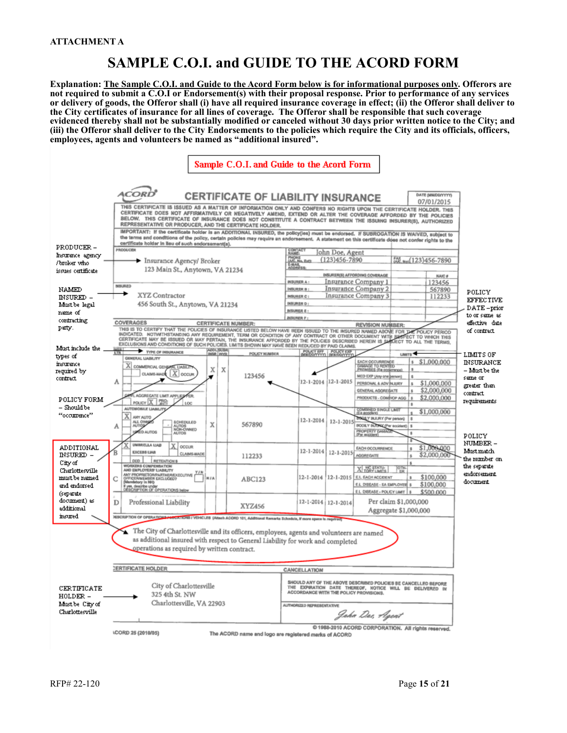**ATTACHMENT A**

# SAMPLE C.O.I. and GUIDE TO THE ACORD FORM

**Explanation: The Sample C.O.I. and Guide to the Acord Form below is for informational purposes only. Offerors are not required to submit a C.O.I or Endorsement(s) with their proposal response. Prior to performance of any services or delivery of goods, the Offeror shall (i) have all required insurance coverage in effect; (ii) the Offeror shall deliver to the City certificates of insurance for all lines of coverage. The Offeror shall be responsible that such coverage evidenced thereby shall not be substantially modified or canceled without 30 days prior written notice to the City; and (iii) the Offeror shall deliver to the City Endorsements to the policies which require the City and its officials, officers, employees, agents and volunteers be named as "additional insured".**

**Sample C.O.I. and Guide to the Acord Form**

## ACORD CERTIFICATE OF LIABILITY INSURANCE

DATE (MM/DD/YYYY): 07/01/2015

THIS CERTIFICATE IS ISSUED AS A MATTER OF INFORMATION ONLY AND CONFERS NO RIGHTS UPON THE CERTIFICATE HOLDER. THIS CERTIFICATE DOES NOT AFFIRMATIVELY OR NEGATIVELY AMEND, EXTEND OR ALTER THE COVERAGE AFFORDED BY THE POLICIES BELOW. THIS CERTIFICATE OF INSURANCE DOES NOT CONSTITUTE A CONTRACT BETWEEN THE ISSUING INSURER(S), AUTHORIZED REPRESENTATIVE OR PRODUCER, AND THE CERTIFICATE HOLDER.

IMPORTANT: If the certificate holder is an ADDITIONAL INSURED, the policy(ies) must be endorsed. If SUBROGATION IS WAIVED, subject to the terms and conditions of the policy, certain policies may require an endorsement. A statement on this certificate does not confer rights to the certificate holder in lieu of such endorsement(s).

**PRODUCER** – Insurance agency /broker who issues certificate

PRODUCER: Insurance Agency/ Broker, 123 Main St., Anytown, VA 21234

CONTACT NAME: John Doe, Agent
PHONE (A/C, No, Ext): (123)456-7890 FAX (A/C, No): (123)456-7890
E-MAIL ADDRESS:

| INSURER(S) AFFORDING COVERAGE | NAIC # |
|---|---|
| INSURER A: Insurance Company 1 | 123456 |
| INSURER B: Insurance Company 2 | 567890 |
| INSURER C: Insurance Company 3 | 112233 |
| INSURER D: | |
| INSURER E: | |
| INSURER F: | |

**NAMED INSURED** – Must be legal name of contracting party.

INSURED: XYZ Contractor, 456 South St., Anytown, VA 21234

**POLICY EFFECTIVE DATE** – prior to or same as effective date of contract

COVERAGES — CERTIFICATE NUMBER: — REVISION NUMBER:

THIS IS TO CERTIFY THAT THE POLICIES OF INSURANCE LISTED BELOW HAVE BEEN ISSUED TO THE INSURED NAMED ABOVE FOR THE POLICY PERIOD INDICATED. NOTWITHSTANDING ANY REQUIREMENT, TERM OR CONDITION OF ANY CONTRACT OR OTHER DOCUMENT WITH RESPECT TO WHICH THIS CERTIFICATE MAY BE ISSUED OR MAY PERTAIN, THE INSURANCE AFFORDED BY THE POLICIES DESCRIBED HEREIN IS SUBJECT TO ALL THE TERMS, EXCLUSIONS AND CONDITIONS OF SUCH POLICIES. LIMITS SHOWN MAY HAVE BEEN REDUCED BY PAID CLAIMS.

**Must include the types of insurance required by contract**

**LIMITS OF INSURANCE** – Must be the same or greater than contract requirements

**POLICY FORM** – Should be "occurrence"

**POLICY NUMBER** – Must match the number on the separate endorsement document

| INSR LTR | TYPE OF INSURANCE | ADDL INSR | SUBR WVD | POLICY NUMBER | POLICY EFF (MM/DD/YYYY) | POLICY EXP (MM/DD/YYYY) | LIMITS | |
|---|---|---|---|---|---|---|---|---|
| A | GENERAL LIABILITY: [X] COMMERCIAL GENERAL LIABILITY; CLAIMS-MADE [X] OCCUR; GEN'L AGGREGATE LIMIT APPLIES PER: POLICY [X] PROJECT LOC | X | X | 123456 | 12-1-2014 | 12-1-2015 | EACH OCCURRENCE | $1,000,000 |
| | | | | | | | DAMAGE TO RENTED PREMISES (Ea occurrence) | $ |
| | | | | | | | MED EXP (Any one person) | $ |
| | | | | | | | PERSONAL & ADV INJURY | $1,000,000 |
| | | | | | | | GENERAL AGGREGATE | $2,000,000 |
| | | | | | | | PRODUCTS - COMP/OP AGG | $2,000,000 |
| A | AUTOMOBILE LIABILITY: [X] ANY AUTO; ALL OWNED AUTOS; SCHEDULED AUTOS; HIRED AUTOS; NON-OWNED AUTOS | X | | 567890 | 12-1-2014 | 12-1-2015 | COMBINED SINGLE LIMIT (Ea accident) | $1,000,000 |
| | | | | | | | BODILY INJURY (Per person) | $ |
| | | | | | | | BODILY INJURY (Per accident) | $ |
| | | | | | | | PROPERTY DAMAGE (Per accident) | $ |
| B | [X] UMBRELLA LIAB [X] OCCUR; EXCESS LIAB CLAIMS-MADE; DED RETENTION $ | | | 112233 | 12-1-2014 | 12-1-2015 | EACH OCCURRENCE | $1,000,000 |
| | | | | | | | AGGREGATE | $2,000,000 |
| C | WORKERS COMPENSATION AND EMPLOYERS' LIABILITY; ANY PROPRIETOR/PARTNER/EXECUTIVE OFFICER/MEMBER EXCLUDED? (Mandatory in NH) Y/N; If yes, describe under DESCRIPTION OF OPERATIONS below | N/A | | ABC123 | 12-1-2014 | 12-1-2015 | [X] WC STATU-TORY LIMITS OTH-ER | |
| | | | | | | | E.L. EACH ACCIDENT | $100,000 |
| | | | | | | | E.L. DISEASE - EA EMPLOYEE | $100,000 |
| | | | | | | | E.L. DISEASE - POLICY LIMIT | $500,000 |
| D | Professional Liability | | | XYZ456 | 12-1-2014 | 12-1-2014 | Per claim $1,000,000 Aggregate $1,000,000 | |

**ADDITIONAL INSURED** – City of Charlottesville must be named and endorsed (separate document) as additional insured

DESCRIPTION OF OPERATIONS / LOCATIONS / VEHICLES (Attach ACORD 101, Additional Remarks Schedule, if more space is required)

The City of Charlottesville and its officers, employees, agents and volunteers are named as additional insured with respect to General Liability for work and completed operations as required by written contract.

**CERTIFICATE HOLDER** – Must be City of Charlottesville

CERTIFICATE HOLDER: City of Charlottesville, 325 4th St. NW, Charlottesville, VA 22903

CANCELLATION: SHOULD ANY OF THE ABOVE DESCRIBED POLICIES BE CANCELLED BEFORE THE EXPIRATION DATE THEREOF, NOTICE WILL BE DELIVERED IN ACCORDANCE WITH THE POLICY PROVISIONS.

AUTHORIZED REPRESENTATIVE: John Doe, Agent

ACORD 25 (2010/05) — © 1988-2010 ACORD CORPORATION. All rights reserved. The ACORD name and logo are registered marks of ACORD

RFP# 22-120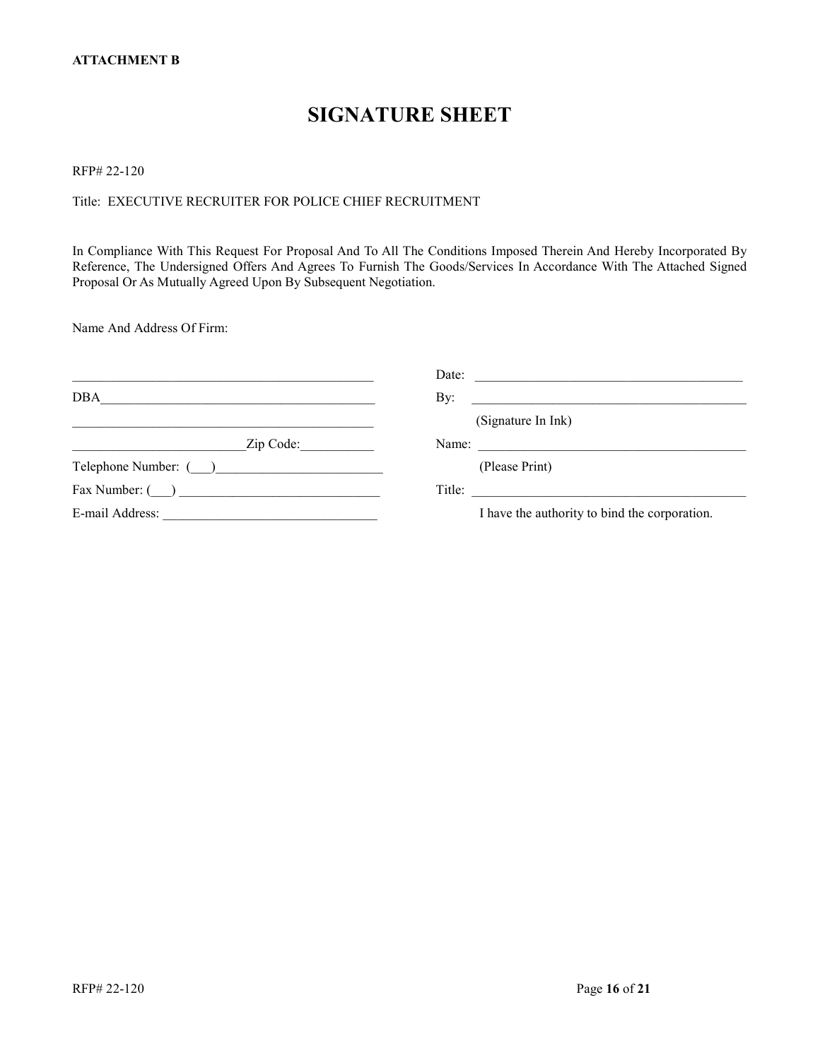**ATTACHMENT B**

# SIGNATURE SHEET

RFP# 22-120

Title: EXECUTIVE RECRUITER FOR POLICE CHIEF RECRUITMENT

In Compliance With This Request For Proposal And To All The Conditions Imposed Therein And Hereby Incorporated By Reference, The Undersigned Offers And Agrees To Furnish The Goods/Services In Accordance With The Attached Signed Proposal Or As Mutually Agreed Upon By Subsequent Negotiation.

Name And Address Of Firm:

| | |
|---|---|
| ______________________________________________ | Date: ________________________________________ |
| DBA__________________________________________ | By: __________________________________________ |
| ______________________________________________ | (Signature In Ink) |
| _________________________Zip Code:___________ | Name: ________________________________________ |
| Telephone Number: (___)_________________________ | (Please Print) |
| Fax Number: (___) ____________________________ | Title: ________________________________________ |
| E-mail Address: _______________________________ | I have the authority to bind the corporation. |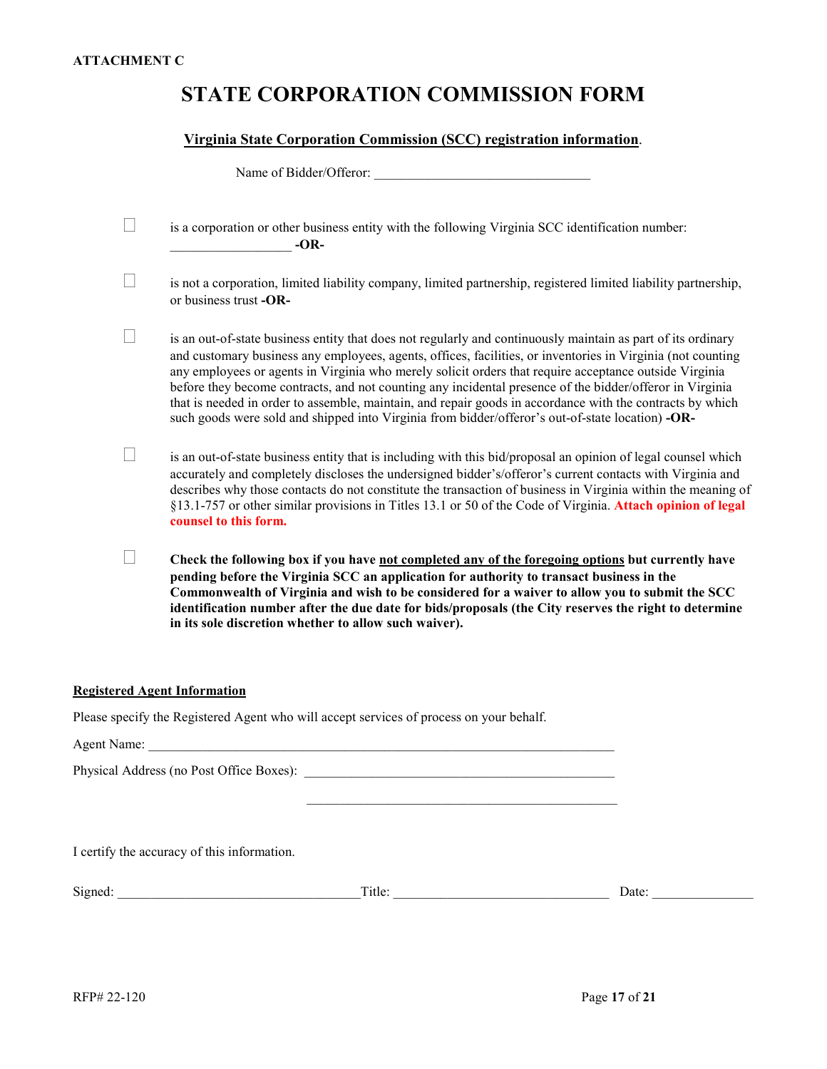**ATTACHMENT C**

# STATE CORPORATION COMMISSION FORM

**Virginia State Corporation Commission (SCC) registration information**.

Name of Bidder/Offeror: ________________________________

☐ is a corporation or other business entity with the following Virginia SCC identification number: __________________ **-OR-**

☐ is not a corporation, limited liability company, limited partnership, registered limited liability partnership, or business trust **-OR-**

☐ is an out-of-state business entity that does not regularly and continuously maintain as part of its ordinary and customary business any employees, agents, offices, facilities, or inventories in Virginia (not counting any employees or agents in Virginia who merely solicit orders that require acceptance outside Virginia before they become contracts, and not counting any incidental presence of the bidder/offeror in Virginia that is needed in order to assemble, maintain, and repair goods in accordance with the contracts by which such goods were sold and shipped into Virginia from bidder/offeror's out-of-state location) **-OR-**

☐ is an out-of-state business entity that is including with this bid/proposal an opinion of legal counsel which accurately and completely discloses the undersigned bidder's/offeror's current contacts with Virginia and describes why those contacts do not constitute the transaction of business in Virginia within the meaning of §13.1-757 or other similar provisions in Titles 13.1 or 50 of the Code of Virginia. **Attach opinion of legal counsel to this form.**

☐ **Check the following box if you have not completed any of the foregoing options but currently have pending before the Virginia SCC an application for authority to transact business in the Commonwealth of Virginia and wish to be considered for a waiver to allow you to submit the SCC identification number after the due date for bids/proposals (the City reserves the right to determine in its sole discretion whether to allow such waiver).**

**Registered Agent Information**

Please specify the Registered Agent who will accept services of process on your behalf.

Agent Name: ______________________________________________________________________

Physical Address (no Post Office Boxes): ______________________________________________

______________________________________________

I certify the accuracy of this information.

Signed: ___________________________________ Title: _______________________________ Date: _______________

RFP# 22-120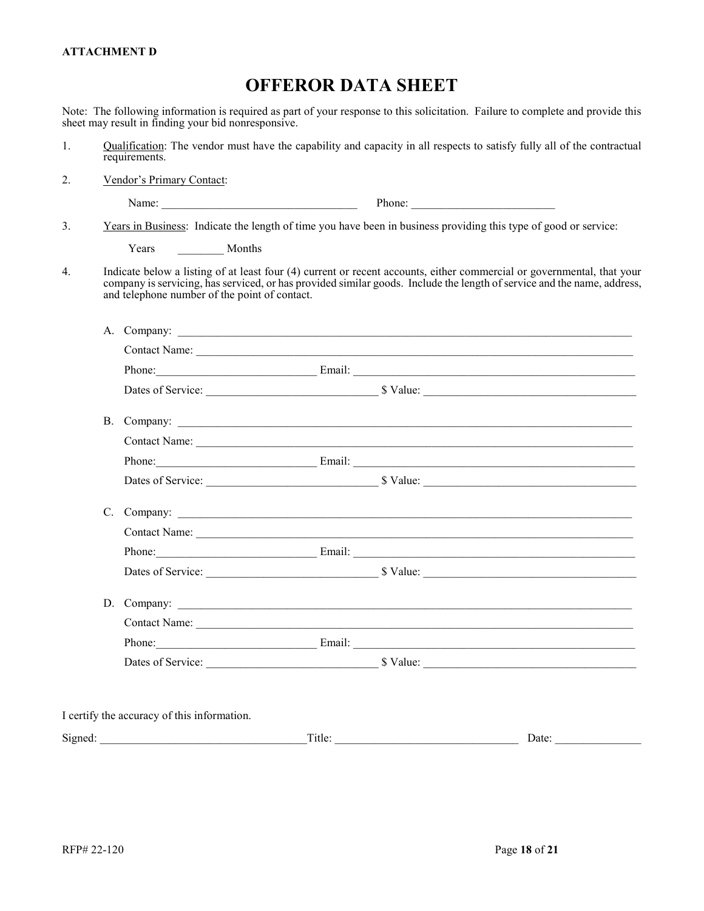**ATTACHMENT D**

# OFFEROR DATA SHEET

Note: The following information is required as part of your response to this solicitation. Failure to complete and provide this sheet may result in finding your bid nonresponsive.

1. Qualification: The vendor must have the capability and capacity in all respects to satisfy fully all of the contractual requirements.

2. Vendor's Primary Contact:

   Name: ______________________________ Phone: ______________________

3. Years in Business: Indicate the length of time you have been in business providing this type of good or service:

   Years ________ Months

4. Indicate below a listing of at least four (4) current or recent accounts, either commercial or governmental, that your company is servicing, has serviced, or has provided similar goods. Include the length of service and the name, address, and telephone number of the point of contact.

   A. Company: ______________________________________________________________
      Contact Name: __________________________________________________________
      Phone: ________________________ Email: ___________________________________
      Dates of Service: _________________________ $ Value: ___________________________

   B. Company: ______________________________________________________________
      Contact Name: __________________________________________________________
      Phone: ________________________ Email: ___________________________________
      Dates of Service: _________________________ $ Value: ___________________________

   C. Company: ______________________________________________________________
      Contact Name: __________________________________________________________
      Phone: ________________________ Email: ___________________________________
      Dates of Service: _________________________ $ Value: ___________________________

   D. Company: ______________________________________________________________
      Contact Name: __________________________________________________________
      Phone: ________________________ Email: ___________________________________
      Dates of Service: _________________________ $ Value: ___________________________

I certify the accuracy of this information.

Signed: ______________________________ Title: ___________________________ Date: _____________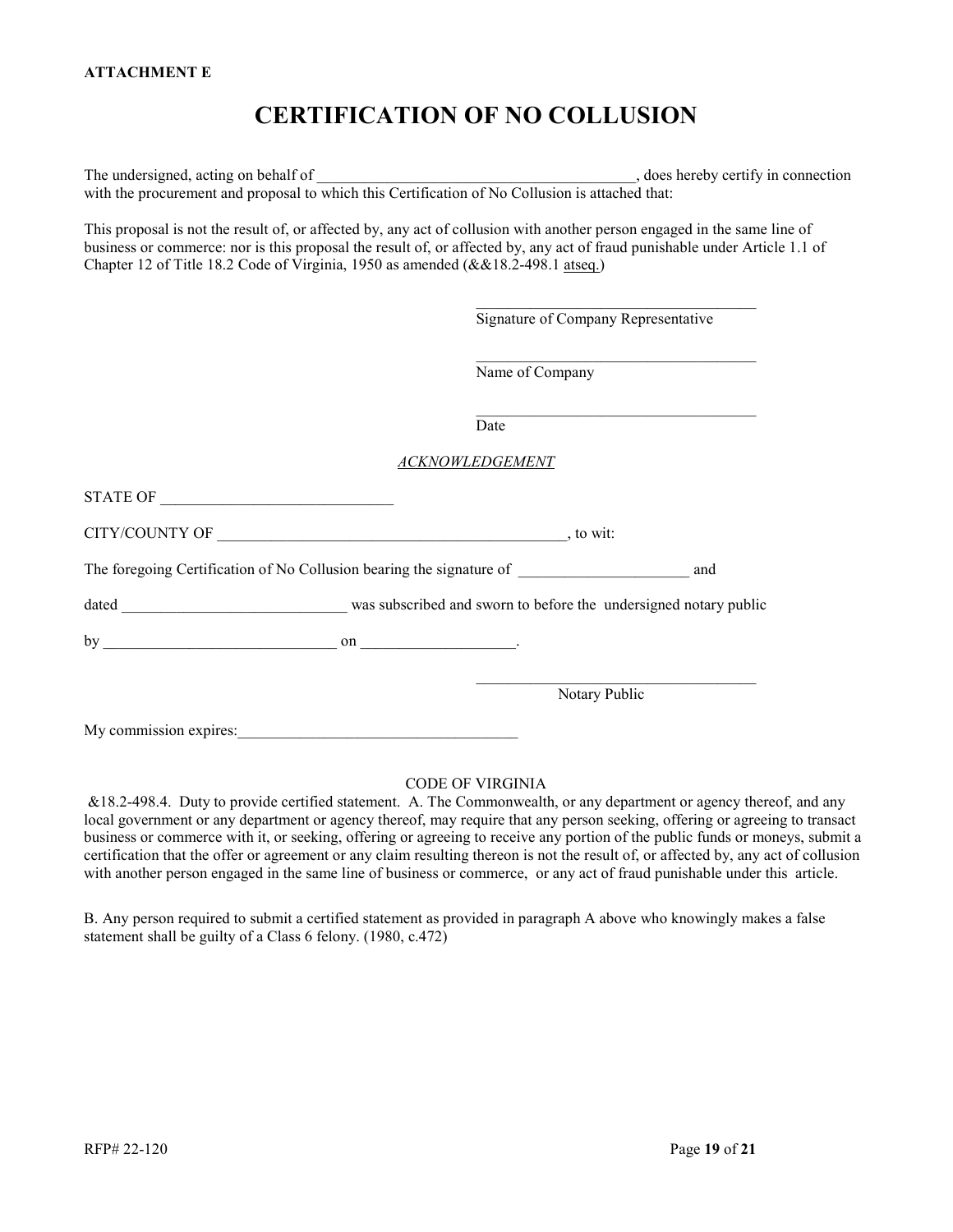**ATTACHMENT E**

# CERTIFICATION OF NO COLLUSION

The undersigned, acting on behalf of ________________________________________, does hereby certify in connection with the procurement and proposal to which this Certification of No Collusion is attached that:

This proposal is not the result of, or affected by, any act of collusion with another person engaged in the same line of business or commerce: nor is this proposal the result of, or affected by, any act of fraud punishable under Article 1.1 of Chapter 12 of Title 18.2 Code of Virginia, 1950 as amended (&&18.2-498.1 atseq.)

____________________________________
Signature of Company Representative

____________________________________
Name of Company

____________________________________
Date

*ACKNOWLEDGEMENT*

STATE OF ____________________________

CITY/COUNTY OF ______________________________________________, to wit:

The foregoing Certification of No Collusion bearing the signature of ______________________ and

dated _____________________________ was subscribed and sworn to before the undersigned notary public

by ______________________________ on ___________________.

____________________________________
Notary Public

My commission expires:___________________________________

CODE OF VIRGINIA

&18.2-498.4. Duty to provide certified statement. A. The Commonwealth, or any department or agency thereof, and any local government or any department or agency thereof, may require that any person seeking, offering or agreeing to transact business or commerce with it, or seeking, offering or agreeing to receive any portion of the public funds or moneys, submit a certification that the offer or agreement or any claim resulting thereon is not the result of, or affected by, any act of collusion with another person engaged in the same line of business or commerce, or any act of fraud punishable under this article.

B. Any person required to submit a certified statement as provided in paragraph A above who knowingly makes a false statement shall be guilty of a Class 6 felony. (1980, c.472)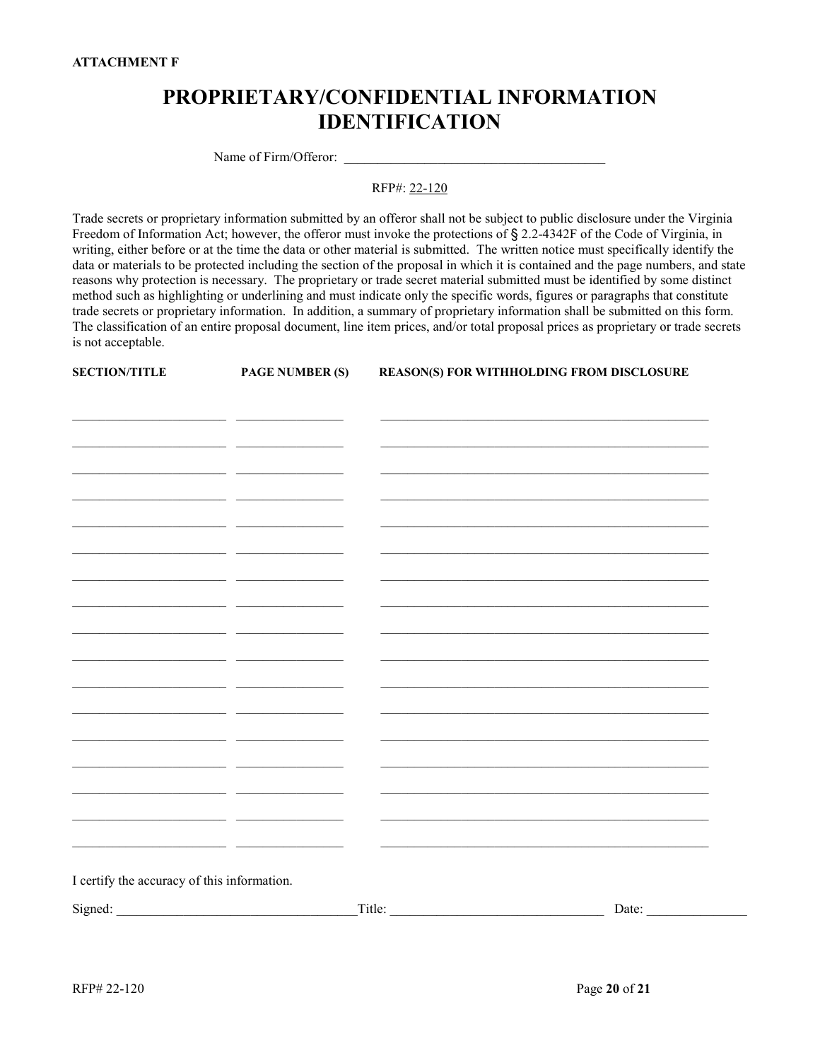**ATTACHMENT F**

# PROPRIETARY/CONFIDENTIAL INFORMATION IDENTIFICATION

Name of Firm/Offeror: ______________________________________

RFP#: 22-120

Trade secrets or proprietary information submitted by an offeror shall not be subject to public disclosure under the Virginia Freedom of Information Act; however, the offeror must invoke the protections of § 2.2-4342F of the Code of Virginia, in writing, either before or at the time the data or other material is submitted. The written notice must specifically identify the data or materials to be protected including the section of the proposal in which it is contained and the page numbers, and state reasons why protection is necessary. The proprietary or trade secret material submitted must be identified by some distinct method such as highlighting or underlining and must indicate only the specific words, figures or paragraphs that constitute trade secrets or proprietary information. In addition, a summary of proprietary information shall be submitted on this form. The classification of an entire proposal document, line item prices, and/or total proposal prices as proprietary or trade secrets is not acceptable.

| SECTION/TITLE | PAGE NUMBER (S) | REASON(S) FOR WITHHOLDING FROM DISCLOSURE |
|---|---|---|
| | | |
| | | |
| | | |
| | | |
| | | |
| | | |
| | | |
| | | |
| | | |
| | | |
| | | |
| | | |
| | | |
| | | |
| | | |
| | | |
| | | |

I certify the accuracy of this information.

Signed: ___________________________________ Title: ________________________________ Date: _______________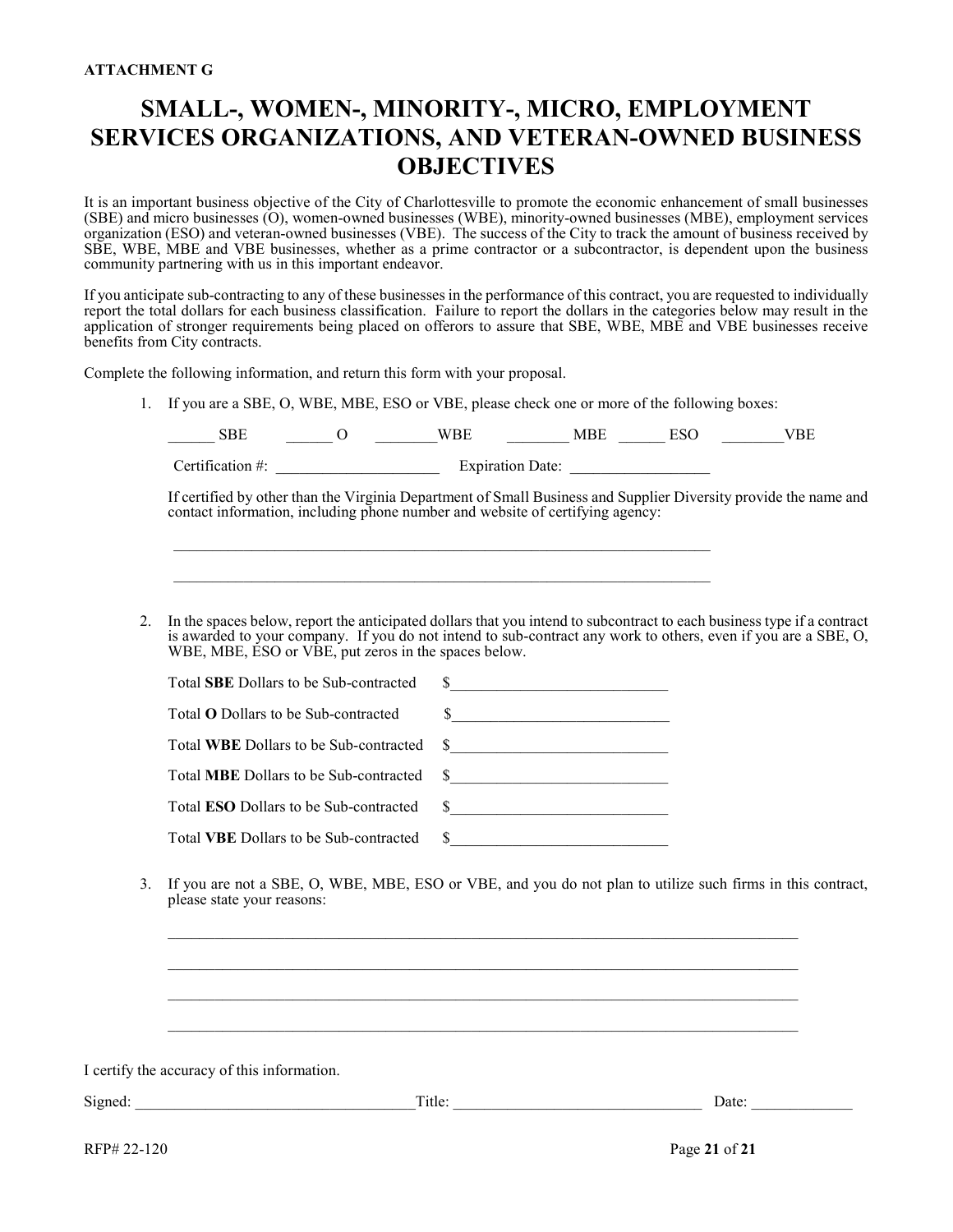**ATTACHMENT G**

# SMALL-, WOMEN-, MINORITY-, MICRO, EMPLOYMENT SERVICES ORGANIZATIONS, AND VETERAN-OWNED BUSINESS OBJECTIVES

It is an important business objective of the City of Charlottesville to promote the economic enhancement of small businesses (SBE) and micro businesses (O), women-owned businesses (WBE), minority-owned businesses (MBE), employment services organization (ESO) and veteran-owned businesses (VBE). The success of the City to track the amount of business received by SBE, WBE, MBE and VBE businesses, whether as a prime contractor or a subcontractor, is dependent upon the business community partnering with us in this important endeavor.

If you anticipate sub-contracting to any of these businesses in the performance of this contract, you are requested to individually report the total dollars for each business classification. Failure to report the dollars in the categories below may result in the application of stronger requirements being placed on offerors to assure that SBE, WBE, MBE and VBE businesses receive benefits from City contracts.

Complete the following information, and return this form with your proposal.

1. If you are a SBE, O, WBE, MBE, ESO or VBE, please check one or more of the following boxes:

   ______ SBE      ______ O      ________WBE      ________ MBE      ______ ESO      ________VBE

   Certification #: ____________________      Expiration Date: _________________

   If certified by other than the Virginia Department of Small Business and Supplier Diversity provide the name and contact information, including phone number and website of certifying agency:

   ______________________________________________________________________

   ______________________________________________________________________

2. In the spaces below, report the anticipated dollars that you intend to subcontract to each business type if a contract is awarded to your company. If you do not intend to sub-contract any work to others, even if you are a SBE, O, WBE, MBE, ESO or VBE, put zeros in the spaces below.

   Total **SBE** Dollars to be Sub-contracted   $____________________________

   Total **O** Dollars to be Sub-contracted   $____________________________

   Total **WBE** Dollars to be Sub-contracted   $____________________________

   Total **MBE** Dollars to be Sub-contracted   $____________________________

   Total **ESO** Dollars to be Sub-contracted   $____________________________

   Total **VBE** Dollars to be Sub-contracted   $____________________________

3. If you are not a SBE, O, WBE, MBE, ESO or VBE, and you do not plan to utilize such firms in this contract, please state your reasons:

   _________________________________________________________________________________

   _________________________________________________________________________________

   _________________________________________________________________________________

   _________________________________________________________________________________

I certify the accuracy of this information.

Signed: ___________________________________Title: _______________________________ Date: _____________

RFP# 22-120